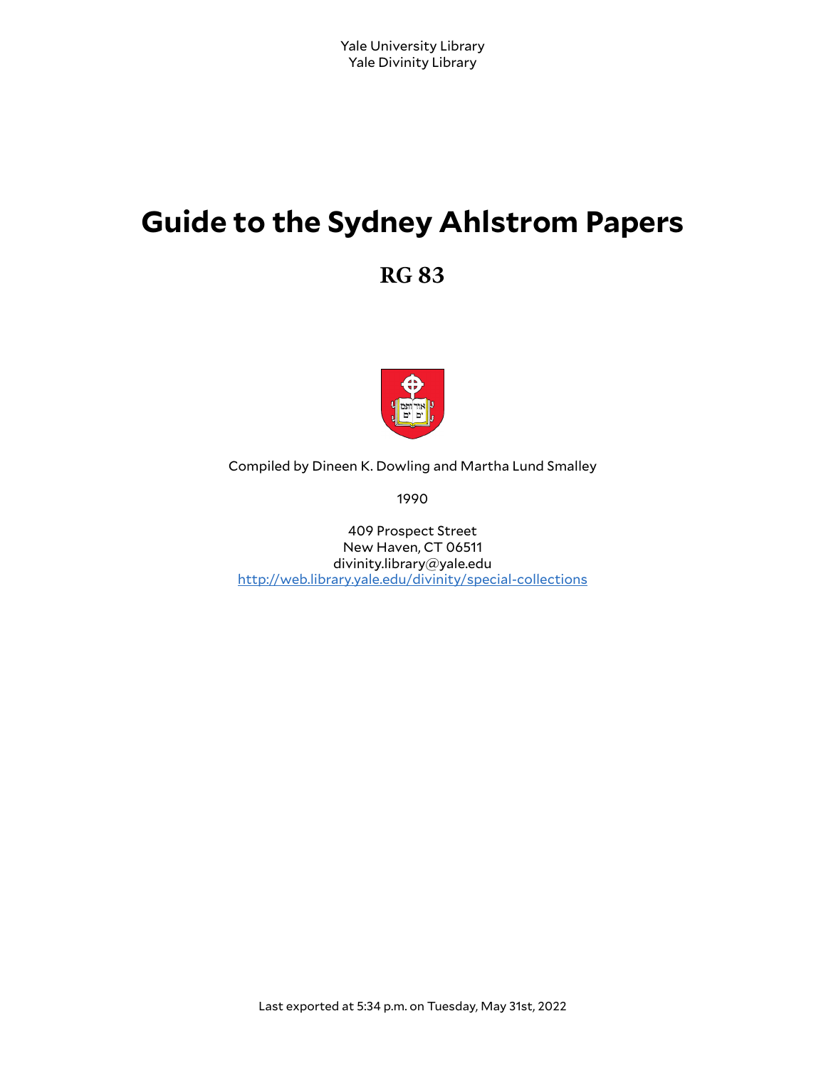Yale University Library
Yale Divinity Library

# Guide to the Sydney Ahlstrom Papers

## RG 83

Compiled by Dineen K. Dowling and Martha Lund Smalley

1990

409 Prospect Street
New Haven, CT 06511
divinity.library@yale.edu
http://web.library.yale.edu/divinity/special-collections

Last exported at 5:34 p.m. on Tuesday, May 31st, 2022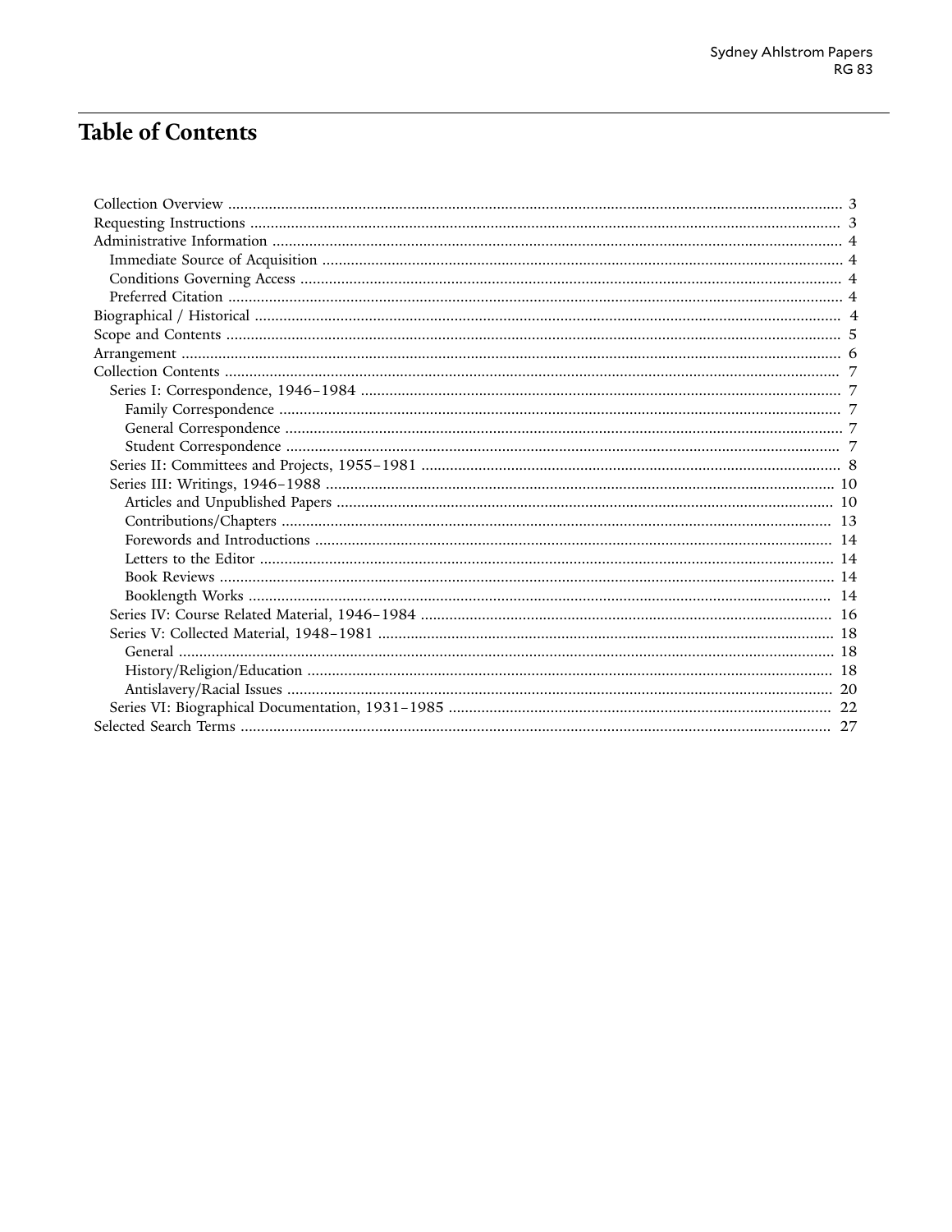# Table of Contents

- Collection Overview ... 3
- Requesting Instructions ... 3
- Administrative Information ... 4
  - Immediate Source of Acquisition ... 4
  - Conditions Governing Access ... 4
  - Preferred Citation ... 4
- Biographical / Historical ... 4
- Scope and Contents ... 5
- Arrangement ... 6
- Collection Contents ... 7
  - Series I: Correspondence, 1946–1984 ... 7
    - Family Correspondence ... 7
    - General Correspondence ... 7
    - Student Correspondence ... 7
  - Series II: Committees and Projects, 1955–1981 ... 8
  - Series III: Writings, 1946–1988 ... 10
    - Articles and Unpublished Papers ... 10
    - Contributions/Chapters ... 13
    - Forewords and Introductions ... 14
    - Letters to the Editor ... 14
    - Book Reviews ... 14
    - Booklength Works ... 14
  - Series IV: Course Related Material, 1946–1984 ... 16
  - Series V: Collected Material, 1948–1981 ... 18
    - General ... 18
    - History/Religion/Education ... 18
    - Antislavery/Racial Issues ... 20
  - Series VI: Biographical Documentation, 1931–1985 ... 22
- Selected Search Terms ... 27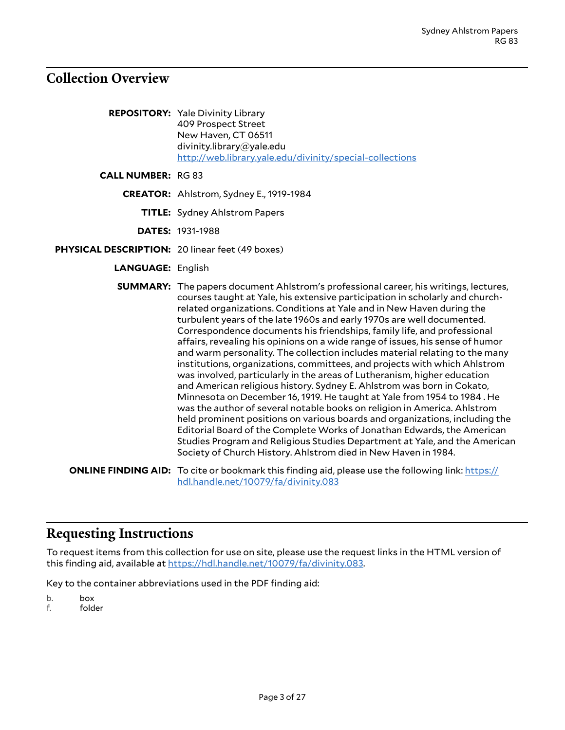## Collection Overview

**REPOSITORY:** Yale Divinity Library
409 Prospect Street
New Haven, CT 06511
divinity.library@yale.edu
[http://web.library.yale.edu/divinity/special-collections](http://web.library.yale.edu/divinity/special-collections)

**CALL NUMBER:** RG 83

**CREATOR:** Ahlstrom, Sydney E., 1919-1984

**TITLE:** Sydney Ahlstrom Papers

**DATES:** 1931-1988

**PHYSICAL DESCRIPTION:** 20 linear feet (49 boxes)

**LANGUAGE:** English

**SUMMARY:** The papers document Ahlstrom's professional career, his writings, lectures, courses taught at Yale, his extensive participation in scholarly and church-related organizations. Conditions at Yale and in New Haven during the turbulent years of the late 1960s and early 1970s are well documented. Correspondence documents his friendships, family life, and professional affairs, revealing his opinions on a wide range of issues, his sense of humor and warm personality. The collection includes material relating to the many institutions, organizations, committees, and projects with which Ahlstrom was involved, particularly in the areas of Lutheranism, higher education and American religious history. Sydney E. Ahlstrom was born in Cokato, Minnesota on December 16, 1919. He taught at Yale from 1954 to 1984 . He was the author of several notable books on religion in America. Ahlstrom held prominent positions on various boards and organizations, including the Editorial Board of the Complete Works of Jonathan Edwards, the American Studies Program and Religious Studies Department at Yale, and the American Society of Church History. Ahlstrom died in New Haven in 1984.

**ONLINE FINDING AID:** To cite or bookmark this finding aid, please use the following link: [https://hdl.handle.net/10079/fa/divinity.083](https://hdl.handle.net/10079/fa/divinity.083)

## Requesting Instructions

To request items from this collection for use on site, please use the request links in the HTML version of this finding aid, available at [https://hdl.handle.net/10079/fa/divinity.083](https://hdl.handle.net/10079/fa/divinity.083).

Key to the container abbreviations used in the PDF finding aid:

b. box
f. folder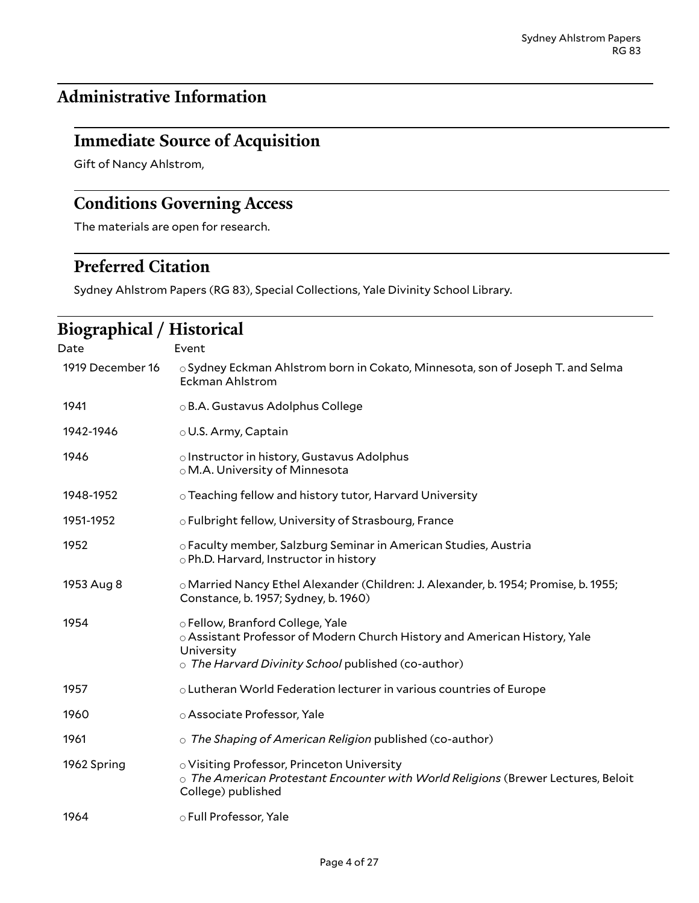## Administrative Information

### Immediate Source of Acquisition

Gift of Nancy Ahlstrom,

### Conditions Governing Access

The materials are open for research.

### Preferred Citation

Sydney Ahlstrom Papers (RG 83), Special Collections, Yale Divinity School Library.

## Biographical / Historical

| Date | Event |
| --- | --- |
| 1919 December 16 | ○ Sydney Eckman Ahlstrom born in Cokato, Minnesota, son of Joseph T. and Selma Eckman Ahlstrom |
| 1941 | ○ B.A. Gustavus Adolphus College |
| 1942-1946 | ○ U.S. Army, Captain |
| 1946 | ○ Instructor in history, Gustavus Adolphus<br>○ M.A. University of Minnesota |
| 1948-1952 | ○ Teaching fellow and history tutor, Harvard University |
| 1951-1952 | ○ Fulbright fellow, University of Strasbourg, France |
| 1952 | ○ Faculty member, Salzburg Seminar in American Studies, Austria<br>○ Ph.D. Harvard, Instructor in history |
| 1953 Aug 8 | ○ Married Nancy Ethel Alexander (Children: J. Alexander, b. 1954; Promise, b. 1955; Constance, b. 1957; Sydney, b. 1960) |
| 1954 | ○ Fellow, Branford College, Yale<br>○ Assistant Professor of Modern Church History and American History, Yale University<br>○ *The Harvard Divinity School* published (co-author) |
| 1957 | ○ Lutheran World Federation lecturer in various countries of Europe |
| 1960 | ○ Associate Professor, Yale |
| 1961 | ○ *The Shaping of American Religion* published (co-author) |
| 1962 Spring | ○ Visiting Professor, Princeton University<br>○ *The American Protestant Encounter with World Religions* (Brewer Lectures, Beloit College) published |
| 1964 | ○ Full Professor, Yale |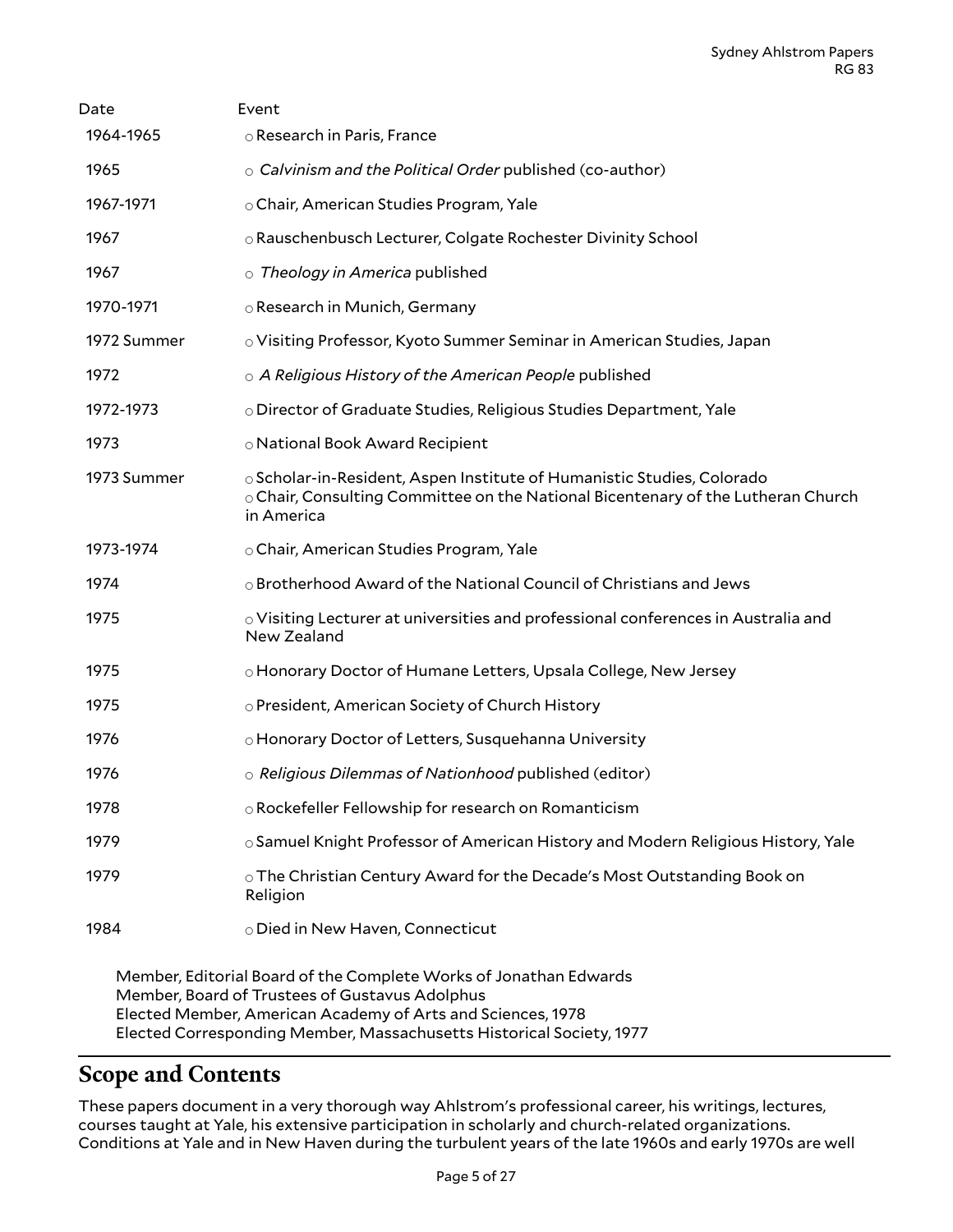| Date | Event |
| --- | --- |
| 1964-1965 | ○ Research in Paris, France |
| 1965 | ○ *Calvinism and the Political Order* published (co-author) |
| 1967-1971 | ○ Chair, American Studies Program, Yale |
| 1967 | ○ Rauschenbusch Lecturer, Colgate Rochester Divinity School |
| 1967 | ○ *Theology in America* published |
| 1970-1971 | ○ Research in Munich, Germany |
| 1972 Summer | ○ Visiting Professor, Kyoto Summer Seminar in American Studies, Japan |
| 1972 | ○ *A Religious History of the American People* published |
| 1972-1973 | ○ Director of Graduate Studies, Religious Studies Department, Yale |
| 1973 | ○ National Book Award Recipient |
| 1973 Summer | ○ Scholar-in-Resident, Aspen Institute of Humanistic Studies, Colorado<br>○ Chair, Consulting Committee on the National Bicentenary of the Lutheran Church in America |
| 1973-1974 | ○ Chair, American Studies Program, Yale |
| 1974 | ○ Brotherhood Award of the National Council of Christians and Jews |
| 1975 | ○ Visiting Lecturer at universities and professional conferences in Australia and New Zealand |
| 1975 | ○ Honorary Doctor of Humane Letters, Upsala College, New Jersey |
| 1975 | ○ President, American Society of Church History |
| 1976 | ○ Honorary Doctor of Letters, Susquehanna University |
| 1976 | ○ *Religious Dilemmas of Nationhood* published (editor) |
| 1978 | ○ Rockefeller Fellowship for research on Romanticism |
| 1979 | ○ Samuel Knight Professor of American History and Modern Religious History, Yale |
| 1979 | ○ The Christian Century Award for the Decade's Most Outstanding Book on Religion |
| 1984 | ○ Died in New Haven, Connecticut |

Member, Editorial Board of the Complete Works of Jonathan Edwards
Member, Board of Trustees of Gustavus Adolphus
Elected Member, American Academy of Arts and Sciences, 1978
Elected Corresponding Member, Massachusetts Historical Society, 1977

## Scope and Contents

These papers document in a very thorough way Ahlstrom's professional career, his writings, lectures, courses taught at Yale, his extensive participation in scholarly and church-related organizations. Conditions at Yale and in New Haven during the turbulent years of the late 1960s and early 1970s are well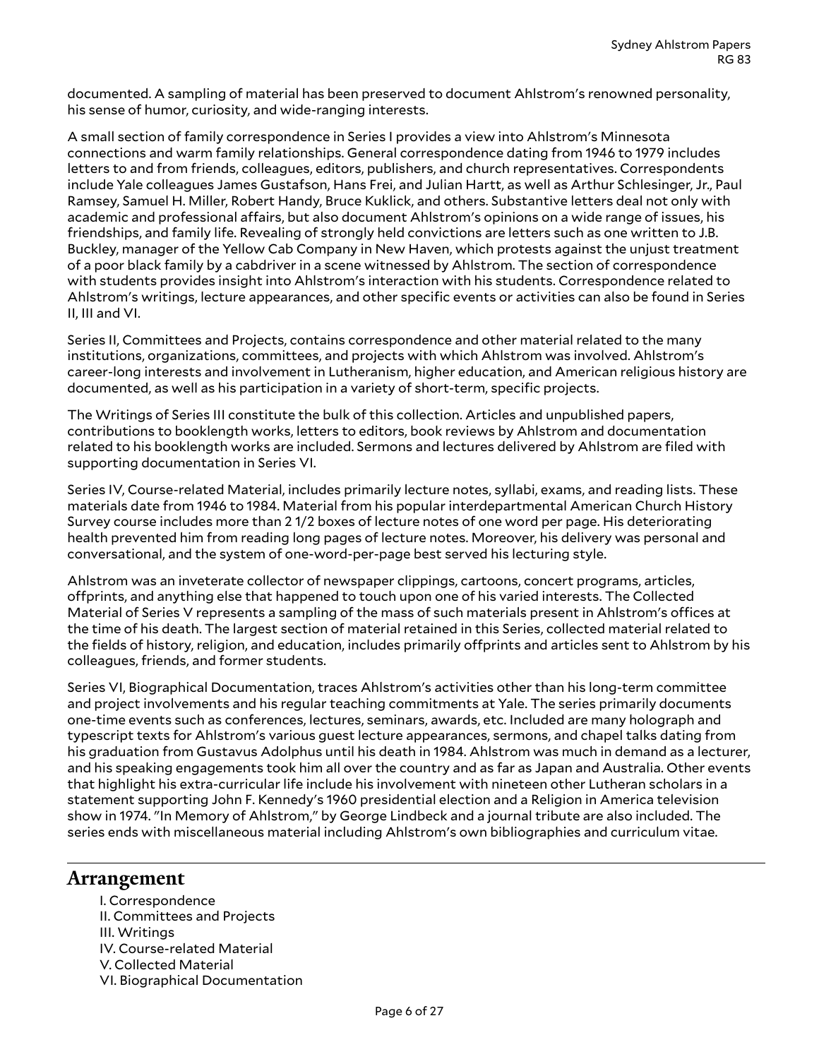documented. A sampling of material has been preserved to document Ahlstrom's renowned personality, his sense of humor, curiosity, and wide-ranging interests.

A small section of family correspondence in Series I provides a view into Ahlstrom's Minnesota connections and warm family relationships. General correspondence dating from 1946 to 1979 includes letters to and from friends, colleagues, editors, publishers, and church representatives. Correspondents include Yale colleagues James Gustafson, Hans Frei, and Julian Hartt, as well as Arthur Schlesinger, Jr., Paul Ramsey, Samuel H. Miller, Robert Handy, Bruce Kuklick, and others. Substantive letters deal not only with academic and professional affairs, but also document Ahlstrom's opinions on a wide range of issues, his friendships, and family life. Revealing of strongly held convictions are letters such as one written to J.B. Buckley, manager of the Yellow Cab Company in New Haven, which protests against the unjust treatment of a poor black family by a cabdriver in a scene witnessed by Ahlstrom. The section of correspondence with students provides insight into Ahlstrom's interaction with his students. Correspondence related to Ahlstrom's writings, lecture appearances, and other specific events or activities can also be found in Series II, III and VI.

Series II, Committees and Projects, contains correspondence and other material related to the many institutions, organizations, committees, and projects with which Ahlstrom was involved. Ahlstrom's career-long interests and involvement in Lutheranism, higher education, and American religious history are documented, as well as his participation in a variety of short-term, specific projects.

The Writings of Series III constitute the bulk of this collection. Articles and unpublished papers, contributions to booklength works, letters to editors, book reviews by Ahlstrom and documentation related to his booklength works are included. Sermons and lectures delivered by Ahlstrom are filed with supporting documentation in Series VI.

Series IV, Course-related Material, includes primarily lecture notes, syllabi, exams, and reading lists. These materials date from 1946 to 1984. Material from his popular interdepartmental American Church History Survey course includes more than 2 1/2 boxes of lecture notes of one word per page. His deteriorating health prevented him from reading long pages of lecture notes. Moreover, his delivery was personal and conversational, and the system of one-word-per-page best served his lecturing style.

Ahlstrom was an inveterate collector of newspaper clippings, cartoons, concert programs, articles, offprints, and anything else that happened to touch upon one of his varied interests. The Collected Material of Series V represents a sampling of the mass of such materials present in Ahlstrom's offices at the time of his death. The largest section of material retained in this Series, collected material related to the fields of history, religion, and education, includes primarily offprints and articles sent to Ahlstrom by his colleagues, friends, and former students.

Series VI, Biographical Documentation, traces Ahlstrom's activities other than his long-term committee and project involvements and his regular teaching commitments at Yale. The series primarily documents one-time events such as conferences, lectures, seminars, awards, etc. Included are many holograph and typescript texts for Ahlstrom's various guest lecture appearances, sermons, and chapel talks dating from his graduation from Gustavus Adolphus until his death in 1984. Ahlstrom was much in demand as a lecturer, and his speaking engagements took him all over the country and as far as Japan and Australia. Other events that highlight his extra-curricular life include his involvement with nineteen other Lutheran scholars in a statement supporting John F. Kennedy's 1960 presidential election and a Religion in America television show in 1974. "In Memory of Ahlstrom," by George Lindbeck and a journal tribute are also included. The series ends with miscellaneous material including Ahlstrom's own bibliographies and curriculum vitae.

## Arrangement

I. Correspondence
II. Committees and Projects
III. Writings
IV. Course-related Material
V. Collected Material
VI. Biographical Documentation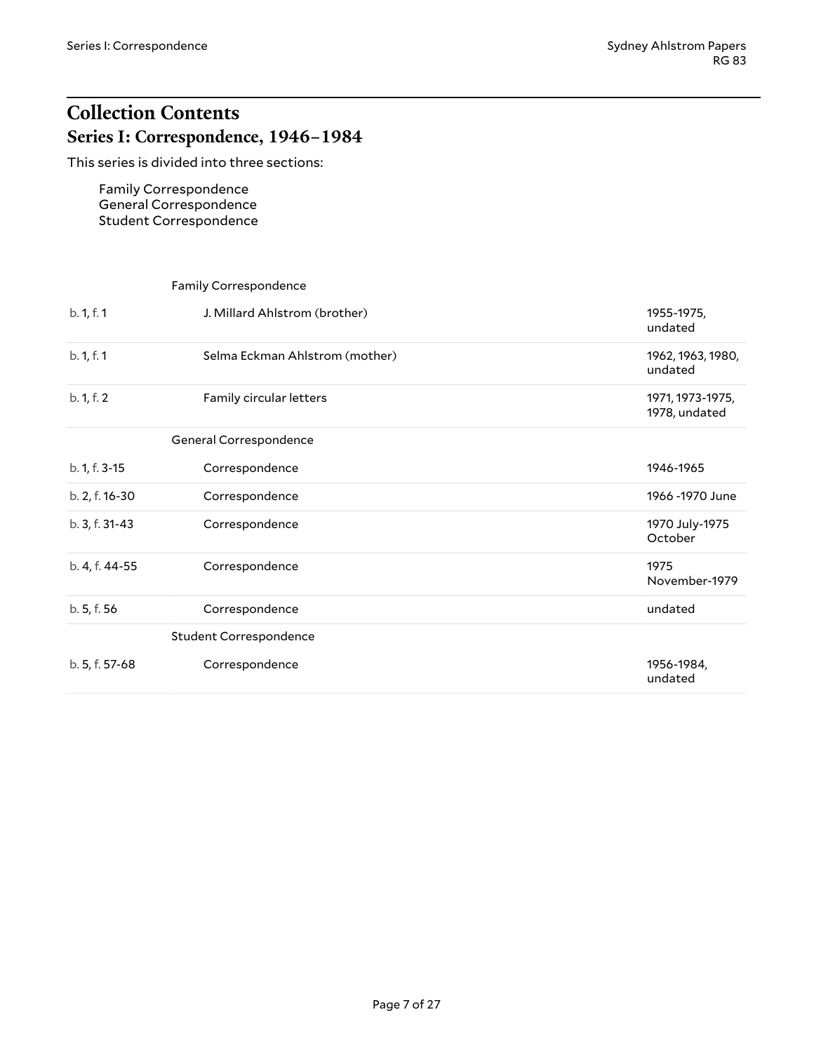# Collection Contents

## Series I: Correspondence, 1946–1984

This series is divided into three sections:

- Family Correspondence
- General Correspondence
- Student Correspondence

| | | |
|---|---|---|
| | Family Correspondence | |
| b. 1, f. 1 | J. Millard Ahlstrom (brother) | 1955-1975, undated |
| b. 1, f. 1 | Selma Eckman Ahlstrom (mother) | 1962, 1963, 1980, undated |
| b. 1, f. 2 | Family circular letters | 1971, 1973-1975, 1978, undated |
| | General Correspondence | |
| b. 1, f. 3-15 | Correspondence | 1946-1965 |
| b. 2, f. 16-30 | Correspondence | 1966 -1970 June |
| b. 3, f. 31-43 | Correspondence | 1970 July-1975 October |
| b. 4, f. 44-55 | Correspondence | 1975 November-1979 |
| b. 5, f. 56 | Correspondence | undated |
| | Student Correspondence | |
| b. 5, f. 57-68 | Correspondence | 1956-1984, undated |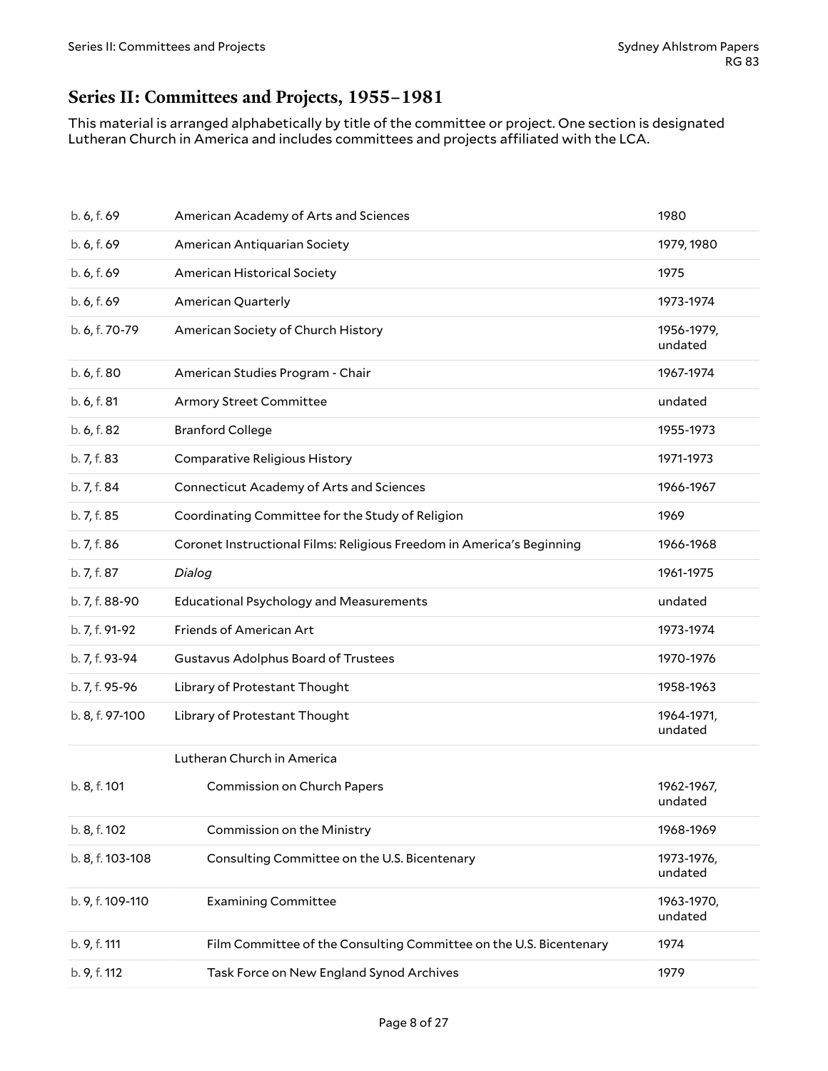## Series II: Committees and Projects, 1955–1981

This material is arranged alphabetically by title of the committee or project. One section is designated Lutheran Church in America and includes committees and projects affiliated with the LCA.

| | | |
|---|---|---|
| b. 6, f. 69 | American Academy of Arts and Sciences | 1980 |
| b. 6, f. 69 | American Antiquarian Society | 1979, 1980 |
| b. 6, f. 69 | American Historical Society | 1975 |
| b. 6, f. 69 | American Quarterly | 1973-1974 |
| b. 6, f. 70-79 | American Society of Church History | 1956-1979, undated |
| b. 6, f. 80 | American Studies Program - Chair | 1967-1974 |
| b. 6, f. 81 | Armory Street Committee | undated |
| b. 6, f. 82 | Branford College | 1955-1973 |
| b. 7, f. 83 | Comparative Religious History | 1971-1973 |
| b. 7, f. 84 | Connecticut Academy of Arts and Sciences | 1966-1967 |
| b. 7, f. 85 | Coordinating Committee for the Study of Religion | 1969 |
| b. 7, f. 86 | Coronet Instructional Films: Religious Freedom in America's Beginning | 1966-1968 |
| b. 7, f. 87 | *Dialog* | 1961-1975 |
| b. 7, f. 88-90 | Educational Psychology and Measurements | undated |
| b. 7, f. 91-92 | Friends of American Art | 1973-1974 |
| b. 7, f. 93-94 | Gustavus Adolphus Board of Trustees | 1970-1976 |
| b. 7, f. 95-96 | Library of Protestant Thought | 1958-1963 |
| b. 8, f. 97-100 | Library of Protestant Thought | 1964-1971, undated |
| | Lutheran Church in America | |
| b. 8, f. 101 | Commission on Church Papers | 1962-1967, undated |
| b. 8, f. 102 | Commission on the Ministry | 1968-1969 |
| b. 8, f. 103-108 | Consulting Committee on the U.S. Bicentenary | 1973-1976, undated |
| b. 9, f. 109-110 | Examining Committee | 1963-1970, undated |
| b. 9, f. 111 | Film Committee of the Consulting Committee on the U.S. Bicentenary | 1974 |
| b. 9, f. 112 | Task Force on New England Synod Archives | 1979 |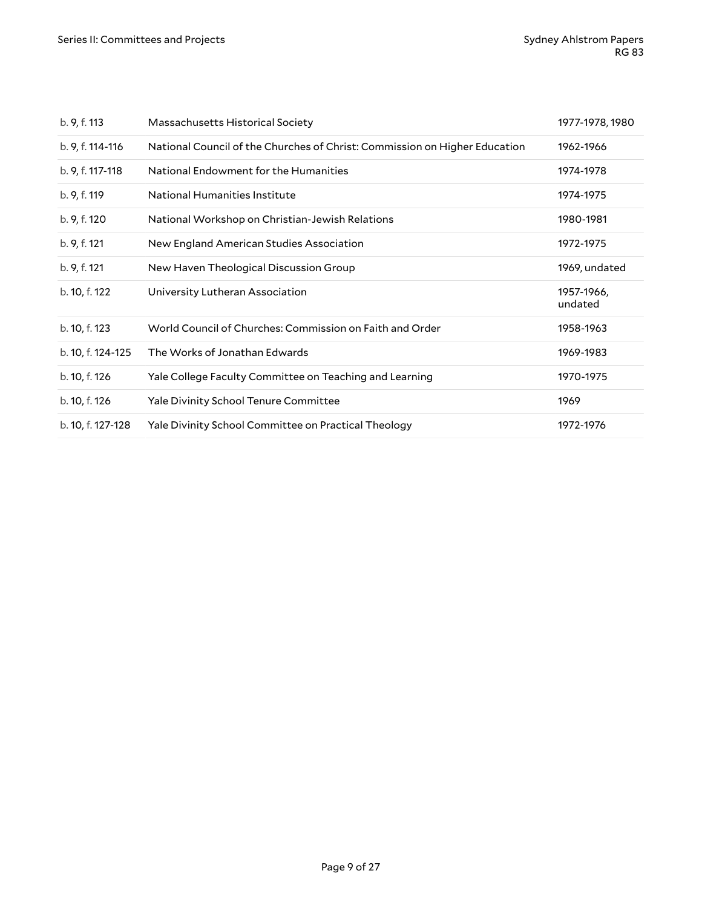| | | |
|---|---|---|
| b. 9, f. 113 | Massachusetts Historical Society | 1977-1978, 1980 |
| b. 9, f. 114-116 | National Council of the Churches of Christ: Commission on Higher Education | 1962-1966 |
| b. 9, f. 117-118 | National Endowment for the Humanities | 1974-1978 |
| b. 9, f. 119 | National Humanities Institute | 1974-1975 |
| b. 9, f. 120 | National Workshop on Christian-Jewish Relations | 1980-1981 |
| b. 9, f. 121 | New England American Studies Association | 1972-1975 |
| b. 9, f. 121 | New Haven Theological Discussion Group | 1969, undated |
| b. 10, f. 122 | University Lutheran Association | 1957-1966, undated |
| b. 10, f. 123 | World Council of Churches: Commission on Faith and Order | 1958-1963 |
| b. 10, f. 124-125 | The Works of Jonathan Edwards | 1969-1983 |
| b. 10, f. 126 | Yale College Faculty Committee on Teaching and Learning | 1970-1975 |
| b. 10, f. 126 | Yale Divinity School Tenure Committee | 1969 |
| b. 10, f. 127-128 | Yale Divinity School Committee on Practical Theology | 1972-1976 |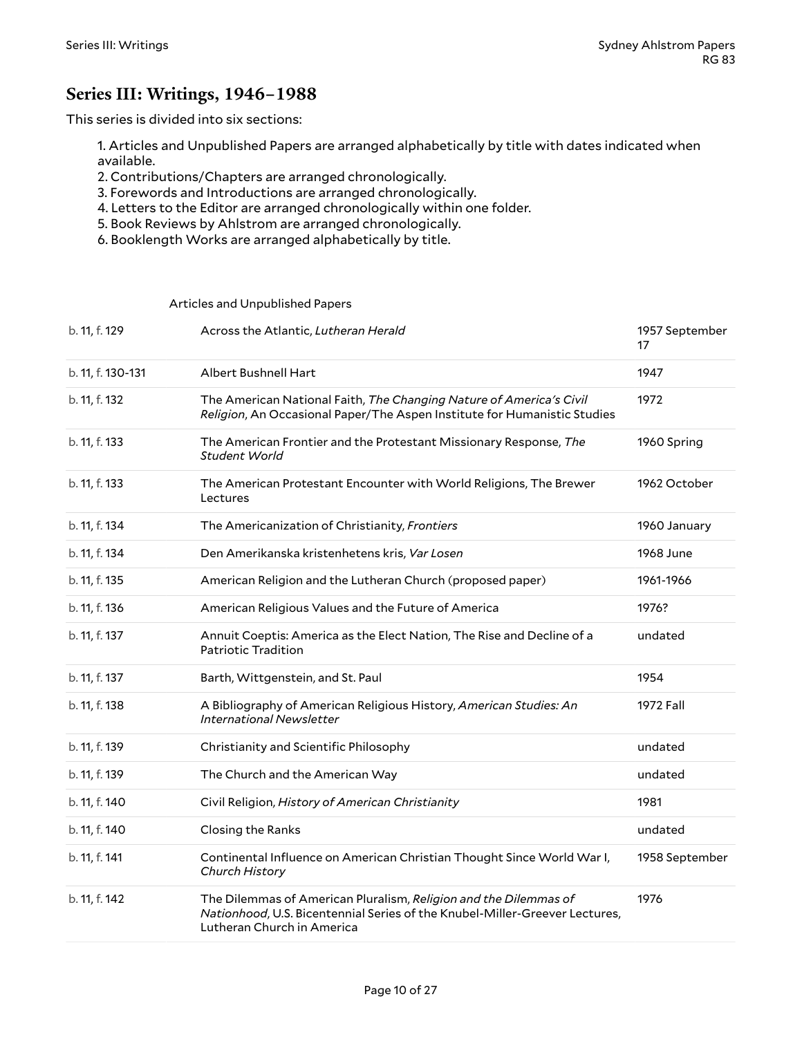## Series III: Writings, 1946–1988

This series is divided into six sections:

1. Articles and Unpublished Papers are arranged alphabetically by title with dates indicated when available.
2. Contributions/Chapters are arranged chronologically.
3. Forewords and Introductions are arranged chronologically.
4. Letters to the Editor are arranged chronologically within one folder.
5. Book Reviews by Ahlstrom are arranged chronologically.
6. Booklength Works are arranged alphabetically by title.

### Articles and Unpublished Papers

| | | |
|---|---|---|
| b. 11, f. 129 | Across the Atlantic, *Lutheran Herald* | 1957 September 17 |
| b. 11, f. 130-131 | Albert Bushnell Hart | 1947 |
| b. 11, f. 132 | The American National Faith, *The Changing Nature of America's Civil Religion*, An Occasional Paper/The Aspen Institute for Humanistic Studies | 1972 |
| b. 11, f. 133 | The American Frontier and the Protestant Missionary Response, *The Student World* | 1960 Spring |
| b. 11, f. 133 | The American Protestant Encounter with World Religions, The Brewer Lectures | 1962 October |
| b. 11, f. 134 | The Americanization of Christianity, *Frontiers* | 1960 January |
| b. 11, f. 134 | Den Amerikanska kristenhetens kris, *Var Losen* | 1968 June |
| b. 11, f. 135 | American Religion and the Lutheran Church (proposed paper) | 1961-1966 |
| b. 11, f. 136 | American Religious Values and the Future of America | 1976? |
| b. 11, f. 137 | Annuit Coeptis: America as the Elect Nation, The Rise and Decline of a Patriotic Tradition | undated |
| b. 11, f. 137 | Barth, Wittgenstein, and St. Paul | 1954 |
| b. 11, f. 138 | A Bibliography of American Religious History, *American Studies: An International Newsletter* | 1972 Fall |
| b. 11, f. 139 | Christianity and Scientific Philosophy | undated |
| b. 11, f. 139 | The Church and the American Way | undated |
| b. 11, f. 140 | Civil Religion, *History of American Christianity* | 1981 |
| b. 11, f. 140 | Closing the Ranks | undated |
| b. 11, f. 141 | Continental Influence on American Christian Thought Since World War I, *Church History* | 1958 September |
| b. 11, f. 142 | The Dilemmas of American Pluralism, *Religion and the Dilemmas of Nationhood*, U.S. Bicentennial Series of the Knubel-Miller-Greever Lectures, Lutheran Church in America | 1976 |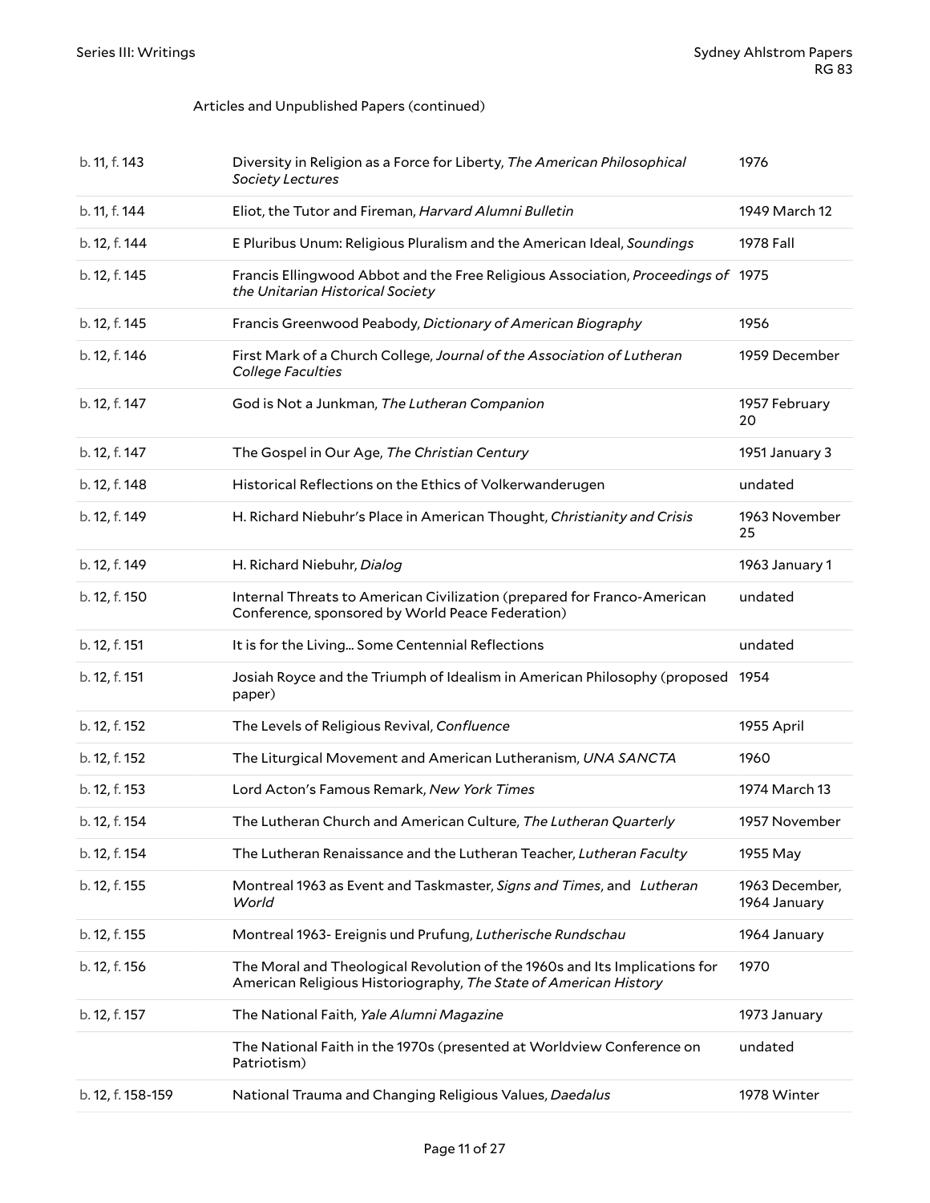Articles and Unpublished Papers (continued)

| | | |
|---|---|---|
| b. 11, f. 143 | Diversity in Religion as a Force for Liberty, *The American Philosophical Society Lectures* | 1976 |
| b. 11, f. 144 | Eliot, the Tutor and Fireman, *Harvard Alumni Bulletin* | 1949 March 12 |
| b. 12, f. 144 | E Pluribus Unum: Religious Pluralism and the American Ideal, *Soundings* | 1978 Fall |
| b. 12, f. 145 | Francis Ellingwood Abbot and the Free Religious Association, *Proceedings of the Unitarian Historical Society* | 1975 |
| b. 12, f. 145 | Francis Greenwood Peabody, *Dictionary of American Biography* | 1956 |
| b. 12, f. 146 | First Mark of a Church College, *Journal of the Association of Lutheran College Faculties* | 1959 December |
| b. 12, f. 147 | God is Not a Junkman, *The Lutheran Companion* | 1957 February 20 |
| b. 12, f. 147 | The Gospel in Our Age, *The Christian Century* | 1951 January 3 |
| b. 12, f. 148 | Historical Reflections on the Ethics of Volkerwanderugen | undated |
| b. 12, f. 149 | H. Richard Niebuhr's Place in American Thought, *Christianity and Crisis* | 1963 November 25 |
| b. 12, f. 149 | H. Richard Niebuhr, *Dialog* | 1963 January 1 |
| b. 12, f. 150 | Internal Threats to American Civilization (prepared for Franco-American Conference, sponsored by World Peace Federation) | undated |
| b. 12, f. 151 | It is for the Living... Some Centennial Reflections | undated |
| b. 12, f. 151 | Josiah Royce and the Triumph of Idealism in American Philosophy (proposed paper) | 1954 |
| b. 12, f. 152 | The Levels of Religious Revival, *Confluence* | 1955 April |
| b. 12, f. 152 | The Liturgical Movement and American Lutheranism, *UNA SANCTA* | 1960 |
| b. 12, f. 153 | Lord Acton's Famous Remark, *New York Times* | 1974 March 13 |
| b. 12, f. 154 | The Lutheran Church and American Culture, *The Lutheran Quarterly* | 1957 November |
| b. 12, f. 154 | The Lutheran Renaissance and the Lutheran Teacher, *Lutheran Faculty* | 1955 May |
| b. 12, f. 155 | Montreal 1963 as Event and Taskmaster, *Signs and Times*, and *Lutheran World* | 1963 December, 1964 January |
| b. 12, f. 155 | Montreal 1963- Ereignis und Prufung, *Lutherische Rundschau* | 1964 January |
| b. 12, f. 156 | The Moral and Theological Revolution of the 1960s and Its Implications for American Religious Historiography, *The State of American History* | 1970 |
| b. 12, f. 157 | The National Faith, *Yale Alumni Magazine* | 1973 January |
| | The National Faith in the 1970s (presented at Worldview Conference on Patriotism) | undated |
| b. 12, f. 158-159 | National Trauma and Changing Religious Values, *Daedalus* | 1978 Winter |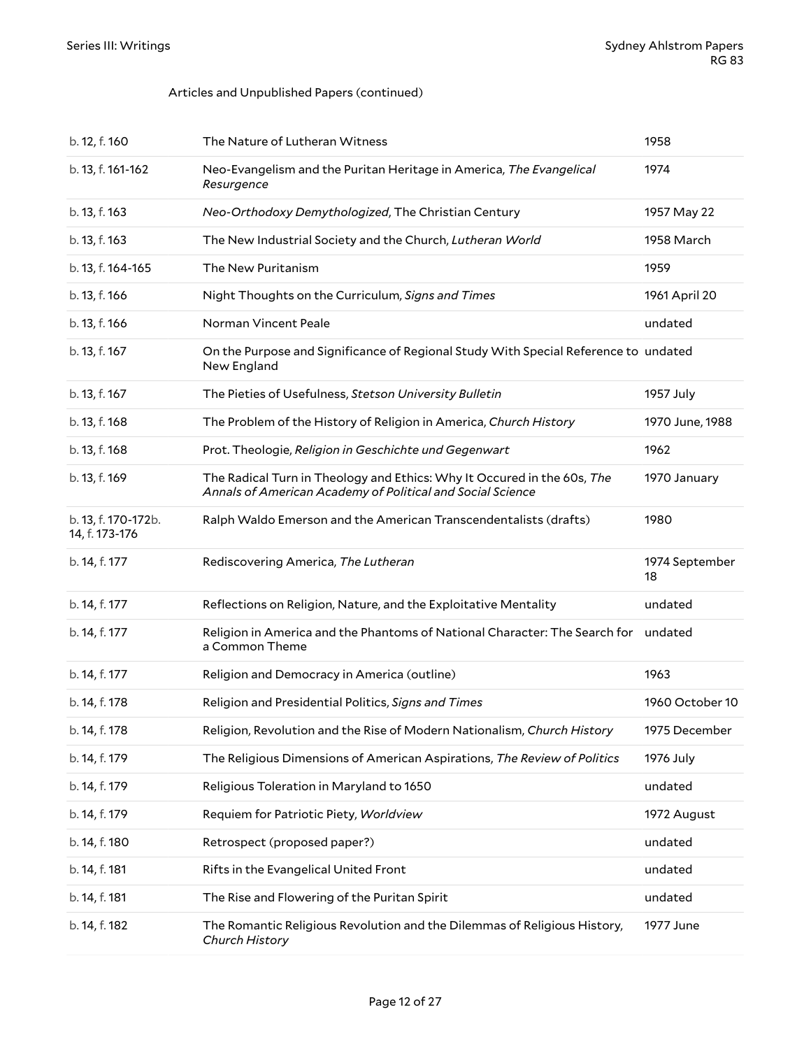Articles and Unpublished Papers (continued)

| | | |
|---|---|---|
| b. 12, f. 160 | The Nature of Lutheran Witness | 1958 |
| b. 13, f. 161-162 | Neo-Evangelism and the Puritan Heritage in America, *The Evangelical Resurgence* | 1974 |
| b. 13, f. 163 | *Neo-Orthodoxy Demythologized*, The Christian Century | 1957 May 22 |
| b. 13, f. 163 | The New Industrial Society and the Church, *Lutheran World* | 1958 March |
| b. 13, f. 164-165 | The New Puritanism | 1959 |
| b. 13, f. 166 | Night Thoughts on the Curriculum, *Signs and Times* | 1961 April 20 |
| b. 13, f. 166 | Norman Vincent Peale | undated |
| b. 13, f. 167 | On the Purpose and Significance of Regional Study With Special Reference to New England | undated |
| b. 13, f. 167 | The Pieties of Usefulness, *Stetson University Bulletin* | 1957 July |
| b. 13, f. 168 | The Problem of the History of Religion in America, *Church History* | 1970 June, 1988 |
| b. 13, f. 168 | Prot. Theologie, *Religion in Geschichte und Gegenwart* | 1962 |
| b. 13, f. 169 | The Radical Turn in Theology and Ethics: Why It Occured in the 60s, *The Annals of American Academy of Political and Social Science* | 1970 January |
| b. 13, f. 170-172b. 14, f. 173-176 | Ralph Waldo Emerson and the American Transcendentalists (drafts) | 1980 |
| b. 14, f. 177 | Rediscovering America, *The Lutheran* | 1974 September 18 |
| b. 14, f. 177 | Reflections on Religion, Nature, and the Exploitative Mentality | undated |
| b. 14, f. 177 | Religion in America and the Phantoms of National Character: The Search for a Common Theme | undated |
| b. 14, f. 177 | Religion and Democracy in America (outline) | 1963 |
| b. 14, f. 178 | Religion and Presidential Politics, *Signs and Times* | 1960 October 10 |
| b. 14, f. 178 | Religion, Revolution and the Rise of Modern Nationalism, *Church History* | 1975 December |
| b. 14, f. 179 | The Religious Dimensions of American Aspirations, *The Review of Politics* | 1976 July |
| b. 14, f. 179 | Religious Toleration in Maryland to 1650 | undated |
| b. 14, f. 179 | Requiem for Patriotic Piety, *Worldview* | 1972 August |
| b. 14, f. 180 | Retrospect (proposed paper?) | undated |
| b. 14, f. 181 | Rifts in the Evangelical United Front | undated |
| b. 14, f. 181 | The Rise and Flowering of the Puritan Spirit | undated |
| b. 14, f. 182 | The Romantic Religious Revolution and the Dilemmas of Religious History, *Church History* | 1977 June |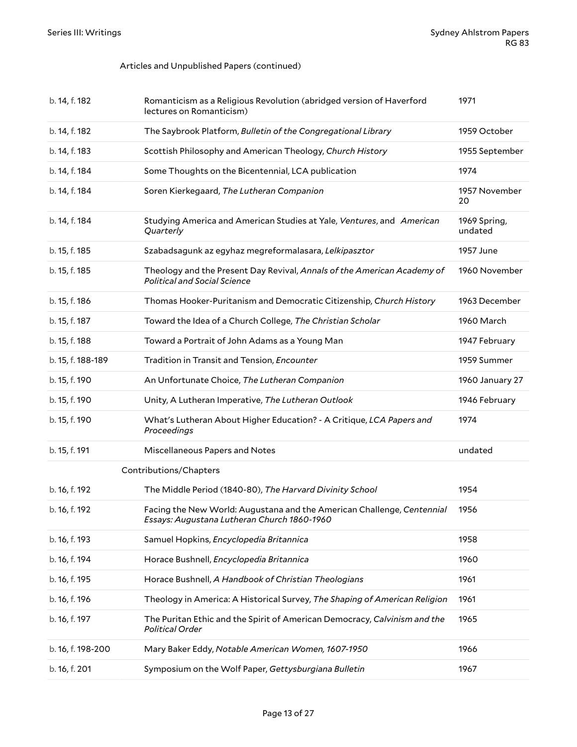Articles and Unpublished Papers (continued)

| | | |
|---|---|---|
| b. 14, f. 182 | Romanticism as a Religious Revolution (abridged version of Haverford lectures on Romanticism) | 1971 |
| b. 14, f. 182 | The Saybrook Platform, *Bulletin of the Congregational Library* | 1959 October |
| b. 14, f. 183 | Scottish Philosophy and American Theology, *Church History* | 1955 September |
| b. 14, f. 184 | Some Thoughts on the Bicentennial, LCA publication | 1974 |
| b. 14, f. 184 | Soren Kierkegaard, *The Lutheran Companion* | 1957 November 20 |
| b. 14, f. 184 | Studying America and American Studies at Yale, *Ventures*, and *American Quarterly* | 1969 Spring, undated |
| b. 15, f. 185 | Szabadsagunk az egyhaz megreformalasara, *Lelkipasztor* | 1957 June |
| b. 15, f. 185 | Theology and the Present Day Revival, *Annals of the American Academy of Political and Social Science* | 1960 November |
| b. 15, f. 186 | Thomas Hooker-Puritanism and Democratic Citizenship, *Church History* | 1963 December |
| b. 15, f. 187 | Toward the Idea of a Church College, *The Christian Scholar* | 1960 March |
| b. 15, f. 188 | Toward a Portrait of John Adams as a Young Man | 1947 February |
| b. 15, f. 188-189 | Tradition in Transit and Tension, *Encounter* | 1959 Summer |
| b. 15, f. 190 | An Unfortunate Choice, *The Lutheran Companion* | 1960 January 27 |
| b. 15, f. 190 | Unity, A Lutheran Imperative, *The Lutheran Outlook* | 1946 February |
| b. 15, f. 190 | What's Lutheran About Higher Education? - A Critique, *LCA Papers and Proceedings* | 1974 |
| b. 15, f. 191 | Miscellaneous Papers and Notes | undated |

Contributions/Chapters

| | | |
|---|---|---|
| b. 16, f. 192 | The Middle Period (1840-80), *The Harvard Divinity School* | 1954 |
| b. 16, f. 192 | Facing the New World: Augustana and the American Challenge, *Centennial Essays: Augustana Lutheran Church 1860-1960* | 1956 |
| b. 16, f. 193 | Samuel Hopkins, *Encyclopedia Britannica* | 1958 |
| b. 16, f. 194 | Horace Bushnell, *Encyclopedia Britannica* | 1960 |
| b. 16, f. 195 | Horace Bushnell, *A Handbook of Christian Theologians* | 1961 |
| b. 16, f. 196 | Theology in America: A Historical Survey, *The Shaping of American Religion* | 1961 |
| b. 16, f. 197 | The Puritan Ethic and the Spirit of American Democracy, *Calvinism and the Political Order* | 1965 |
| b. 16, f. 198-200 | Mary Baker Eddy, *Notable American Women, 1607-1950* | 1966 |
| b. 16, f. 201 | Symposium on the Wolf Paper, *Gettysburgiana Bulletin* | 1967 |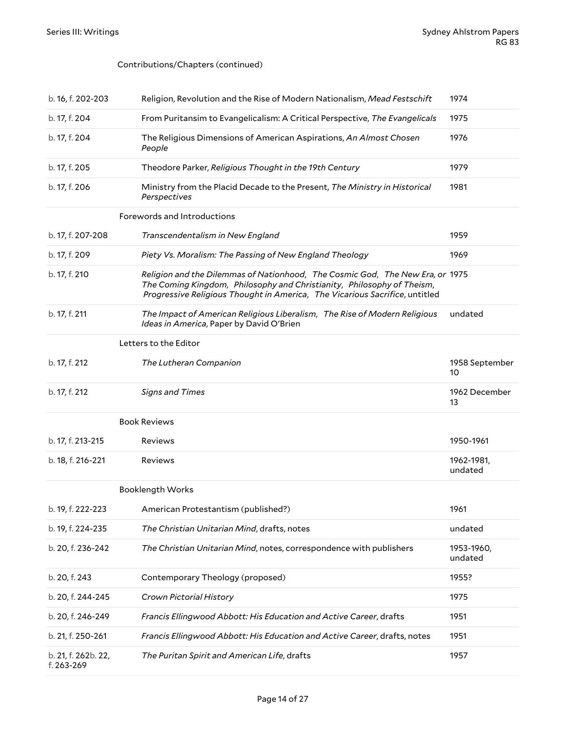Contributions/Chapters (continued)

| | | |
|---|---|---|
| b. 16, f. 202-203 | Religion, Revolution and the Rise of Modern Nationalism, *Mead Festschift* | 1974 |
| b. 17, f. 204 | From Puritansim to Evangelicalism: A Critical Perspective, *The Evangelicals* | 1975 |
| b. 17, f. 204 | The Religious Dimensions of American Aspirations, *An Almost Chosen People* | 1976 |
| b. 17, f. 205 | Theodore Parker, *Religious Thought in the 19th Century* | 1979 |
| b. 17, f. 206 | Ministry from the Placid Decade to the Present, *The Ministry in Historical Perspectives* | 1981 |
| | Forewords and Introductions | |
| b. 17, f. 207-208 | *Transcendentalism in New England* | 1959 |
| b. 17, f. 209 | *Piety Vs. Moralism: The Passing of New England Theology* | 1969 |
| b. 17, f. 210 | *Religion and the Dilemmas of Nationhood*, *The Cosmic God*, *The New Era, or The Coming Kingdom*, *Philosophy and Christianity*, *Philosophy of Theism*, *Progressive Religious Thought in America*, *The Vicarious Sacrifice*, untitled | 1975 |
| b. 17, f. 211 | *The Impact of American Religious Liberalism*, *The Rise of Modern Religious Ideas in America*, Paper by David O'Brien | undated |
| | Letters to the Editor | |
| b. 17, f. 212 | *The Lutheran Companion* | 1958 September 10 |
| b. 17, f. 212 | *Signs and Times* | 1962 December 13 |
| | Book Reviews | |
| b. 17, f. 213-215 | Reviews | 1950-1961 |
| b. 18, f. 216-221 | Reviews | 1962-1981, undated |
| | Booklength Works | |
| b. 19, f. 222-223 | American Protestantism (published?) | 1961 |
| b. 19, f. 224-235 | *The Christian Unitarian Mind*, drafts, notes | undated |
| b. 20, f. 236-242 | *The Christian Unitarian Mind*, notes, correspondence with publishers | 1953-1960, undated |
| b. 20, f. 243 | Contemporary Theology (proposed) | 1955? |
| b. 20, f. 244-245 | *Crown Pictorial History* | 1975 |
| b. 20, f. 246-249 | *Francis Ellingwood Abbott: His Education and Active Career*, drafts | 1951 |
| b. 21, f. 250-261 | *Francis Ellingwood Abbott: His Education and Active Career*, drafts, notes | 1951 |
| b. 21, f. 262b. 22, f. 263-269 | *The Puritan Spirit and American Life*, drafts | 1957 |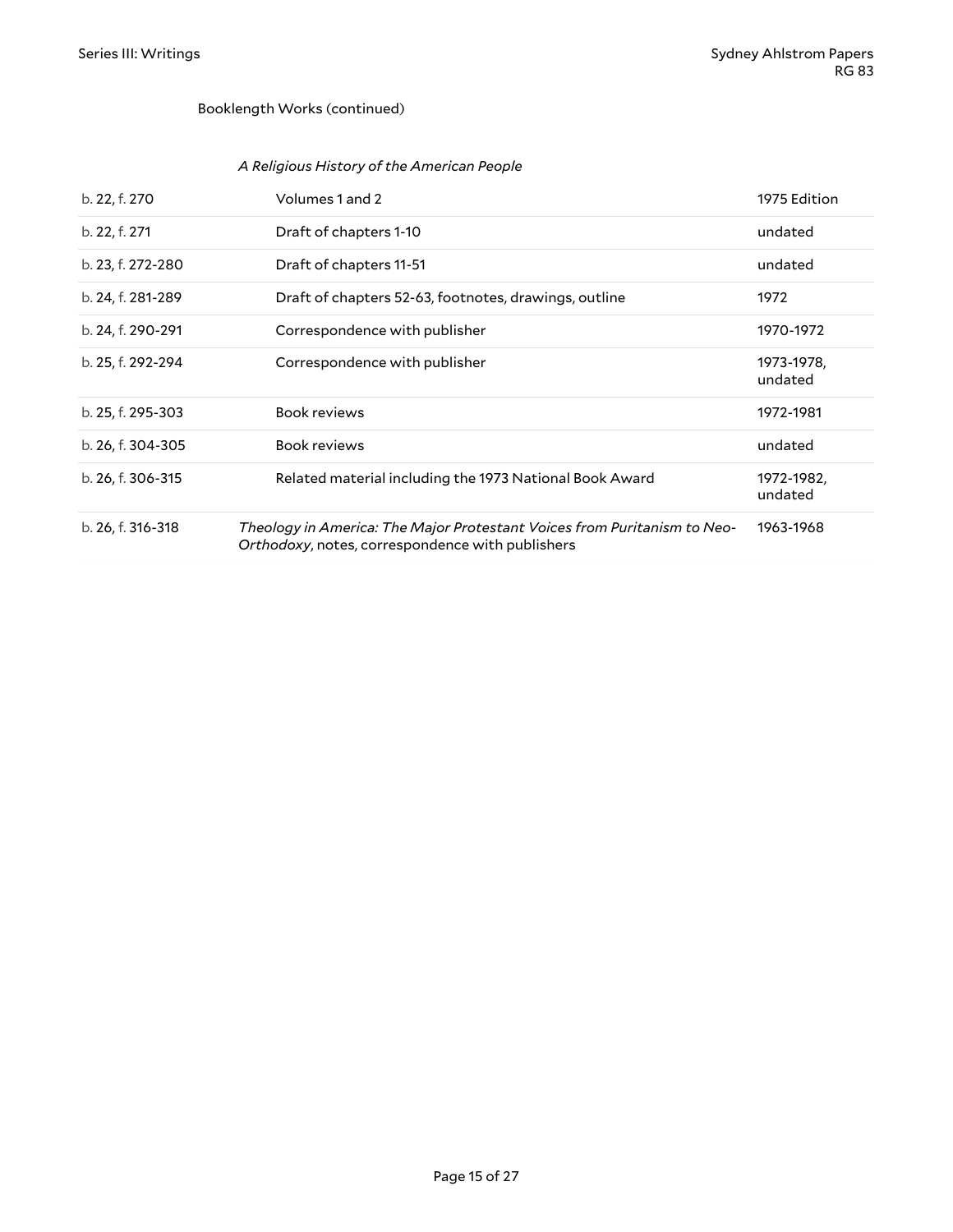Booklength Works (continued)

*A Religious History of the American People*

| | | |
|---|---|---|
| b. 22, f. 270 | Volumes 1 and 2 | 1975 Edition |
| b. 22, f. 271 | Draft of chapters 1-10 | undated |
| b. 23, f. 272-280 | Draft of chapters 11-51 | undated |
| b. 24, f. 281-289 | Draft of chapters 52-63, footnotes, drawings, outline | 1972 |
| b. 24, f. 290-291 | Correspondence with publisher | 1970-1972 |
| b. 25, f. 292-294 | Correspondence with publisher | 1973-1978, undated |
| b. 25, f. 295-303 | Book reviews | 1972-1981 |
| b. 26, f. 304-305 | Book reviews | undated |
| b. 26, f. 306-315 | Related material including the 1973 National Book Award | 1972-1982, undated |
| b. 26, f. 316-318 | *Theology in America: The Major Protestant Voices from Puritanism to Neo-Orthodoxy*, notes, correspondence with publishers | 1963-1968 |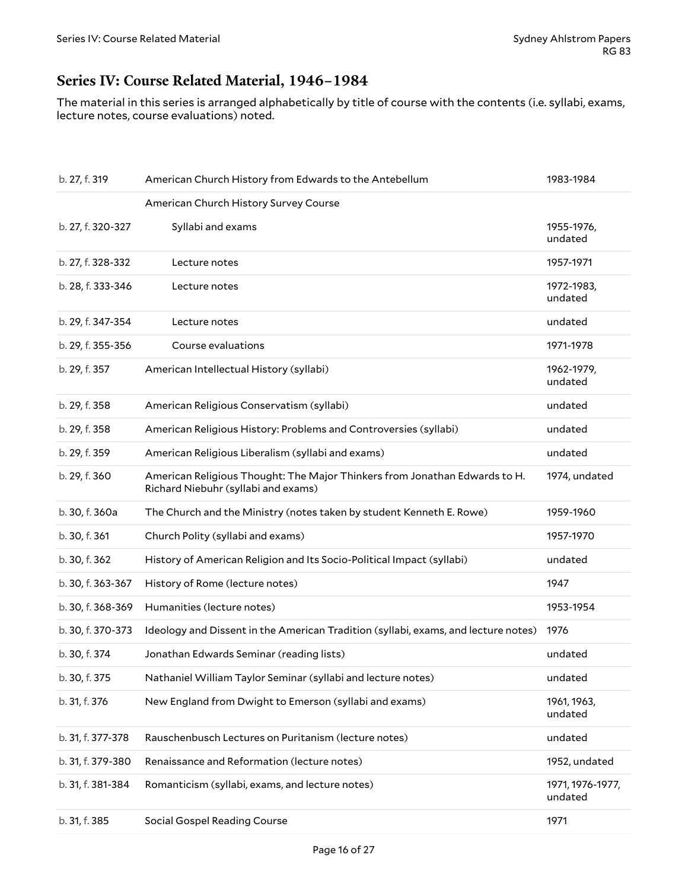## Series IV: Course Related Material, 1946–1984

The material in this series is arranged alphabetically by title of course with the contents (i.e. syllabi, exams, lecture notes, course evaluations) noted.

| | | |
|---|---|---|
| b. 27, f. 319 | American Church History from Edwards to the Antebellum | 1983-1984 |
| | American Church History Survey Course | |
| b. 27, f. 320-327 | Syllabi and exams | 1955-1976, undated |
| b. 27, f. 328-332 | Lecture notes | 1957-1971 |
| b. 28, f. 333-346 | Lecture notes | 1972-1983, undated |
| b. 29, f. 347-354 | Lecture notes | undated |
| b. 29, f. 355-356 | Course evaluations | 1971-1978 |
| b. 29, f. 357 | American Intellectual History (syllabi) | 1962-1979, undated |
| b. 29, f. 358 | American Religious Conservatism (syllabi) | undated |
| b. 29, f. 358 | American Religious History: Problems and Controversies (syllabi) | undated |
| b. 29, f. 359 | American Religious Liberalism (syllabi and exams) | undated |
| b. 29, f. 360 | American Religious Thought: The Major Thinkers from Jonathan Edwards to H. Richard Niebuhr (syllabi and exams) | 1974, undated |
| b. 30, f. 360a | The Church and the Ministry (notes taken by student Kenneth E. Rowe) | 1959-1960 |
| b. 30, f. 361 | Church Polity (syllabi and exams) | 1957-1970 |
| b. 30, f. 362 | History of American Religion and Its Socio-Political Impact (syllabi) | undated |
| b. 30, f. 363-367 | History of Rome (lecture notes) | 1947 |
| b. 30, f. 368-369 | Humanities (lecture notes) | 1953-1954 |
| b. 30, f. 370-373 | Ideology and Dissent in the American Tradition (syllabi, exams, and lecture notes) | 1976 |
| b. 30, f. 374 | Jonathan Edwards Seminar (reading lists) | undated |
| b. 30, f. 375 | Nathaniel William Taylor Seminar (syllabi and lecture notes) | undated |
| b. 31, f. 376 | New England from Dwight to Emerson (syllabi and exams) | 1961, 1963, undated |
| b. 31, f. 377-378 | Rauschenbusch Lectures on Puritanism (lecture notes) | undated |
| b. 31, f. 379-380 | Renaissance and Reformation (lecture notes) | 1952, undated |
| b. 31, f. 381-384 | Romanticism (syllabi, exams, and lecture notes) | 1971, 1976-1977, undated |
| b. 31, f. 385 | Social Gospel Reading Course | 1971 |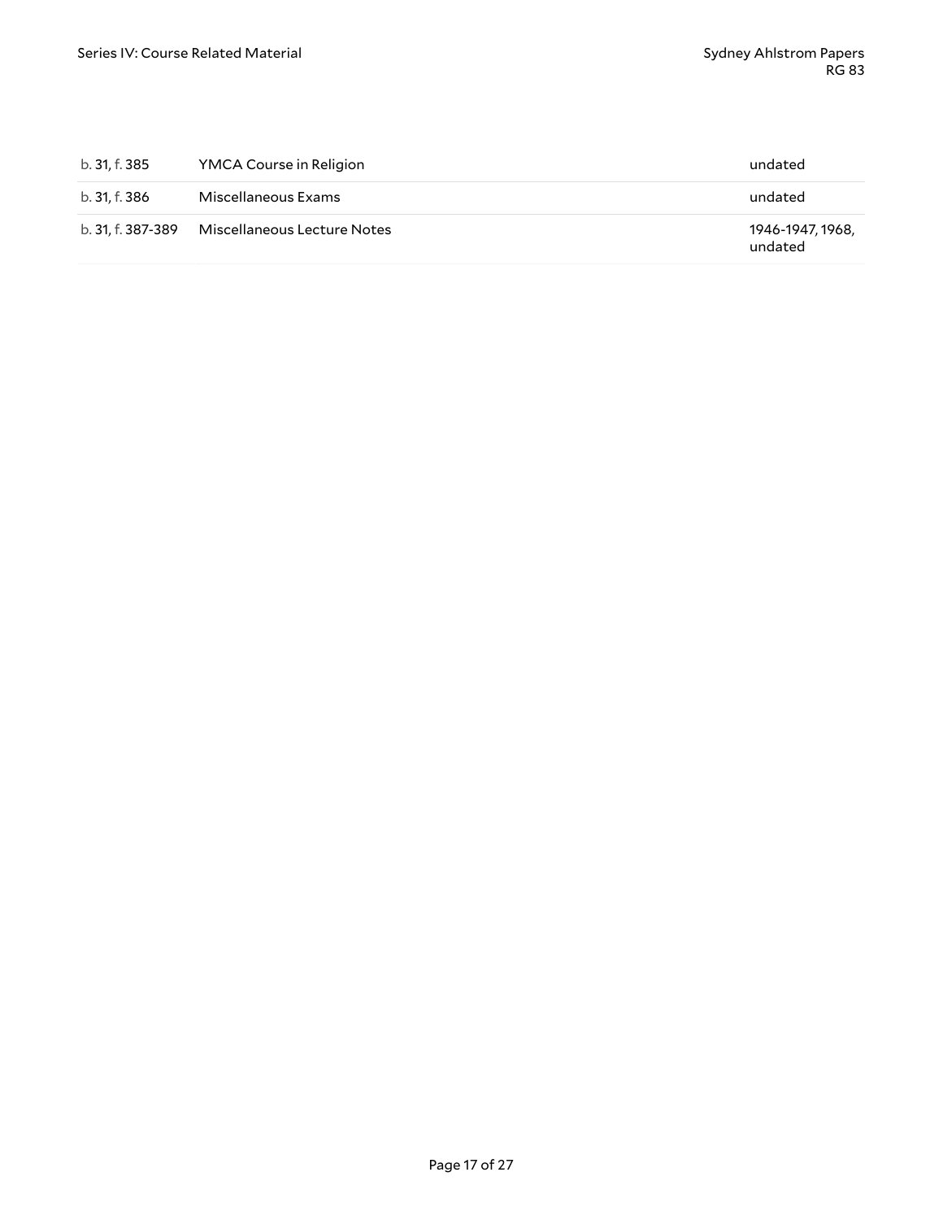| | | |
|---|---|---|
| b. 31, f. 385 | YMCA Course in Religion | undated |
| b. 31, f. 386 | Miscellaneous Exams | undated |
| b. 31, f. 387-389 | Miscellaneous Lecture Notes | 1946-1947, 1968, undated |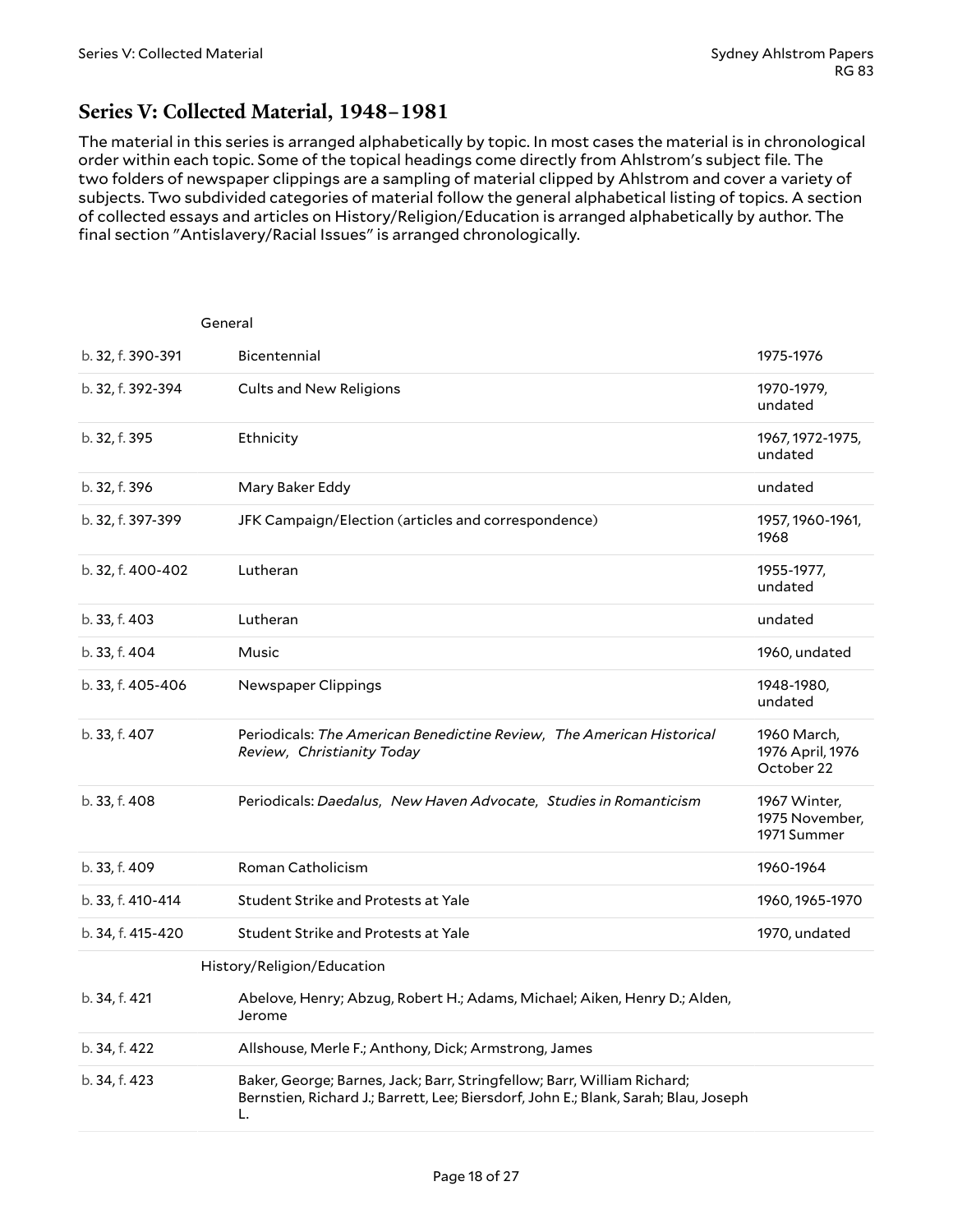## Series V: Collected Material, 1948–1981

The material in this series is arranged alphabetically by topic. In most cases the material is in chronological order within each topic. Some of the topical headings come directly from Ahlstrom's subject file. The two folders of newspaper clippings are a sampling of material clipped by Ahlstrom and cover a variety of subjects. Two subdivided categories of material follow the general alphabetical listing of topics. A section of collected essays and articles on History/Religion/Education is arranged alphabetically by author. The final section "Antislavery/Racial Issues" is arranged chronologically.

| | General | |
|---|---|---|
| b. 32, f. 390-391 | Bicentennial | 1975-1976 |
| b. 32, f. 392-394 | Cults and New Religions | 1970-1979, undated |
| b. 32, f. 395 | Ethnicity | 1967, 1972-1975, undated |
| b. 32, f. 396 | Mary Baker Eddy | undated |
| b. 32, f. 397-399 | JFK Campaign/Election (articles and correspondence) | 1957, 1960-1961, 1968 |
| b. 32, f. 400-402 | Lutheran | 1955-1977, undated |
| b. 33, f. 403 | Lutheran | undated |
| b. 33, f. 404 | Music | 1960, undated |
| b. 33, f. 405-406 | Newspaper Clippings | 1948-1980, undated |
| b. 33, f. 407 | Periodicals: *The American Benedictine Review*, *The American Historical Review*, *Christianity Today* | 1960 March, 1976 April, 1976 October 22 |
| b. 33, f. 408 | Periodicals: *Daedalus*, *New Haven Advocate*, *Studies in Romanticism* | 1967 Winter, 1975 November, 1971 Summer |
| b. 33, f. 409 | Roman Catholicism | 1960-1964 |
| b. 33, f. 410-414 | Student Strike and Protests at Yale | 1960, 1965-1970 |
| b. 34, f. 415-420 | Student Strike and Protests at Yale | 1970, undated |
| | History/Religion/Education | |
| b. 34, f. 421 | Abelove, Henry; Abzug, Robert H.; Adams, Michael; Aiken, Henry D.; Alden, Jerome | |
| b. 34, f. 422 | Allshouse, Merle F.; Anthony, Dick; Armstrong, James | |
| b. 34, f. 423 | Baker, George; Barnes, Jack; Barr, Stringfellow; Barr, William Richard; Bernstien, Richard J.; Barrett, Lee; Biersdorf, John E.; Blank, Sarah; Blau, Joseph L. | |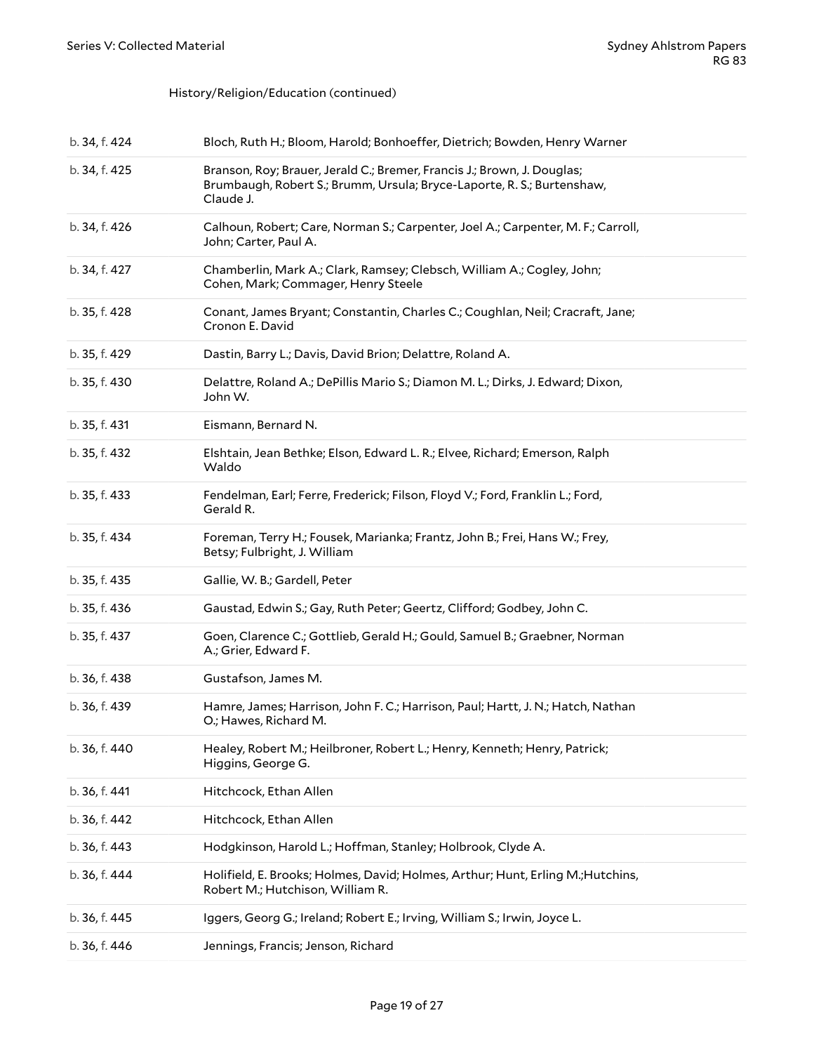History/Religion/Education (continued)

| | |
|---|---|
| b. 34, f. 424 | Bloch, Ruth H.; Bloom, Harold; Bonhoeffer, Dietrich; Bowden, Henry Warner |
| b. 34, f. 425 | Branson, Roy; Brauer, Jerald C.; Bremer, Francis J.; Brown, J. Douglas; Brumbaugh, Robert S.; Brumm, Ursula; Bryce-Laporte, R. S.; Burtenshaw, Claude J. |
| b. 34, f. 426 | Calhoun, Robert; Care, Norman S.; Carpenter, Joel A.; Carpenter, M. F.; Carroll, John; Carter, Paul A. |
| b. 34, f. 427 | Chamberlin, Mark A.; Clark, Ramsey; Clebsch, William A.; Cogley, John; Cohen, Mark; Commager, Henry Steele |
| b. 35, f. 428 | Conant, James Bryant; Constantin, Charles C.; Coughlan, Neil; Cracraft, Jane; Cronon E. David |
| b. 35, f. 429 | Dastin, Barry L.; Davis, David Brion; Delattre, Roland A. |
| b. 35, f. 430 | Delattre, Roland A.; DePillis Mario S.; Diamon M. L.; Dirks, J. Edward; Dixon, John W. |
| b. 35, f. 431 | Eismann, Bernard N. |
| b. 35, f. 432 | Elshtain, Jean Bethke; Elson, Edward L. R.; Elvee, Richard; Emerson, Ralph Waldo |
| b. 35, f. 433 | Fendelman, Earl; Ferre, Frederick; Filson, Floyd V.; Ford, Franklin L.; Ford, Gerald R. |
| b. 35, f. 434 | Foreman, Terry H.; Fousek, Marianka; Frantz, John B.; Frei, Hans W.; Frey, Betsy; Fulbright, J. William |
| b. 35, f. 435 | Gallie, W. B.; Gardell, Peter |
| b. 35, f. 436 | Gaustad, Edwin S.; Gay, Ruth Peter; Geertz, Clifford; Godbey, John C. |
| b. 35, f. 437 | Goen, Clarence C.; Gottlieb, Gerald H.; Gould, Samuel B.; Graebner, Norman A.; Grier, Edward F. |
| b. 36, f. 438 | Gustafson, James M. |
| b. 36, f. 439 | Hamre, James; Harrison, John F. C.; Harrison, Paul; Hartt, J. N.; Hatch, Nathan O.; Hawes, Richard M. |
| b. 36, f. 440 | Healey, Robert M.; Heilbroner, Robert L.; Henry, Kenneth; Henry, Patrick; Higgins, George G. |
| b. 36, f. 441 | Hitchcock, Ethan Allen |
| b. 36, f. 442 | Hitchcock, Ethan Allen |
| b. 36, f. 443 | Hodgkinson, Harold L.; Hoffman, Stanley; Holbrook, Clyde A. |
| b. 36, f. 444 | Holifield, E. Brooks; Holmes, David; Holmes, Arthur; Hunt, Erling M.;Hutchins, Robert M.; Hutchison, William R. |
| b. 36, f. 445 | Iggers, Georg G.; Ireland; Robert E.; Irving, William S.; Irwin, Joyce L. |
| b. 36, f. 446 | Jennings, Francis; Jenson, Richard |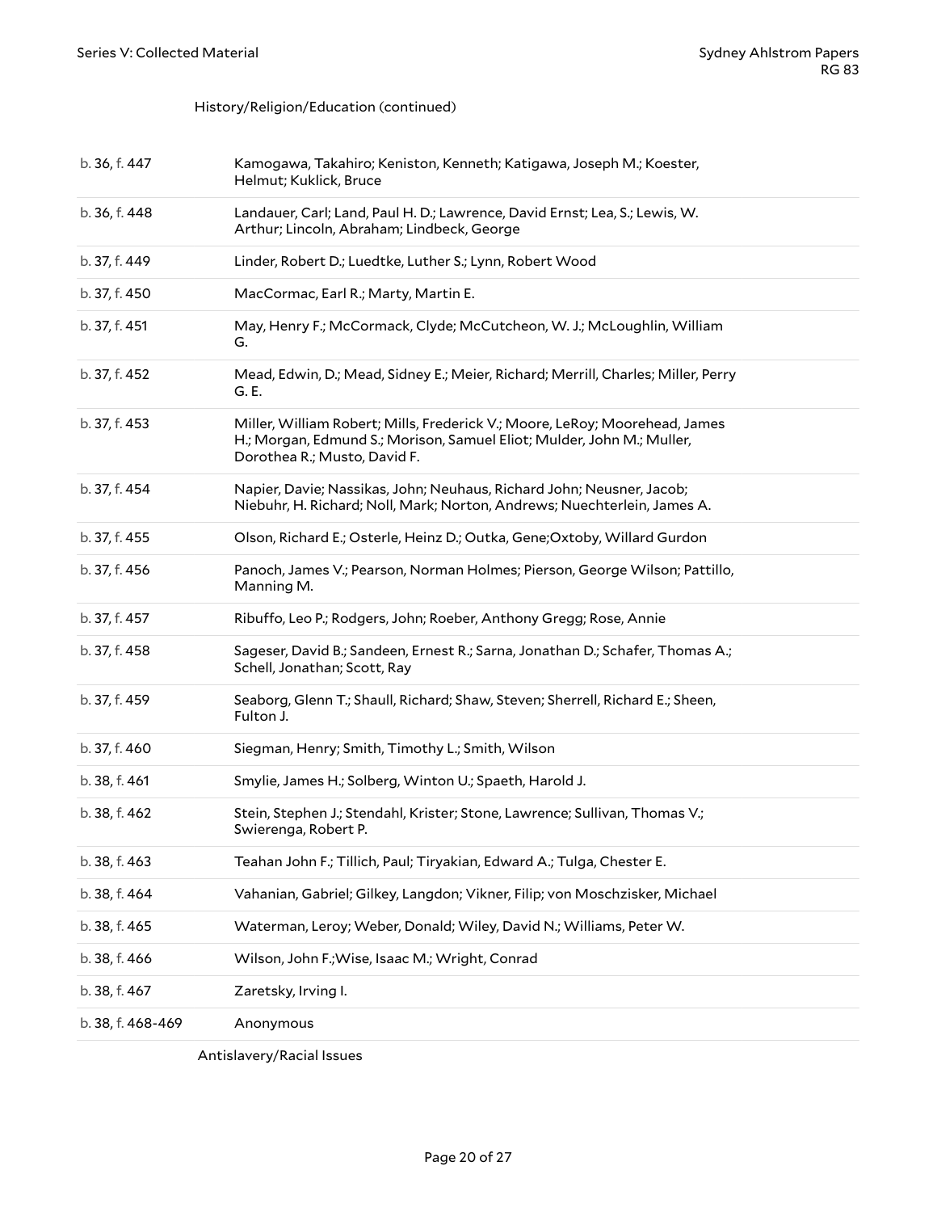History/Religion/Education (continued)

| | |
|---|---|
| b. 36, f. 447 | Kamogawa, Takahiro; Keniston, Kenneth; Katigawa, Joseph M.; Koester, Helmut; Kuklick, Bruce |
| b. 36, f. 448 | Landauer, Carl; Land, Paul H. D.; Lawrence, David Ernst; Lea, S.; Lewis, W. Arthur; Lincoln, Abraham; Lindbeck, George |
| b. 37, f. 449 | Linder, Robert D.; Luedtke, Luther S.; Lynn, Robert Wood |
| b. 37, f. 450 | MacCormac, Earl R.; Marty, Martin E. |
| b. 37, f. 451 | May, Henry F.; McCormack, Clyde; McCutcheon, W. J.; McLoughlin, William G. |
| b. 37, f. 452 | Mead, Edwin, D.; Mead, Sidney E.; Meier, Richard; Merrill, Charles; Miller, Perry G. E. |
| b. 37, f. 453 | Miller, William Robert; Mills, Frederick V.; Moore, LeRoy; Moorehead, James H.; Morgan, Edmund S.; Morison, Samuel Eliot; Mulder, John M.; Muller, Dorothea R.; Musto, David F. |
| b. 37, f. 454 | Napier, Davie; Nassikas, John; Neuhaus, Richard John; Neusner, Jacob; Niebuhr, H. Richard; Noll, Mark; Norton, Andrews; Nuechterlein, James A. |
| b. 37, f. 455 | Olson, Richard E.; Osterle, Heinz D.; Outka, Gene;Oxtoby, Willard Gurdon |
| b. 37, f. 456 | Panoch, James V.; Pearson, Norman Holmes; Pierson, George Wilson; Pattillo, Manning M. |
| b. 37, f. 457 | Ribuffo, Leo P.; Rodgers, John; Roeber, Anthony Gregg; Rose, Annie |
| b. 37, f. 458 | Sageser, David B.; Sandeen, Ernest R.; Sarna, Jonathan D.; Schafer, Thomas A.; Schell, Jonathan; Scott, Ray |
| b. 37, f. 459 | Seaborg, Glenn T.; Shaull, Richard; Shaw, Steven; Sherrell, Richard E.; Sheen, Fulton J. |
| b. 37, f. 460 | Siegman, Henry; Smith, Timothy L.; Smith, Wilson |
| b. 38, f. 461 | Smylie, James H.; Solberg, Winton U.; Spaeth, Harold J. |
| b. 38, f. 462 | Stein, Stephen J.; Stendahl, Krister; Stone, Lawrence; Sullivan, Thomas V.; Swierenga, Robert P. |
| b. 38, f. 463 | Teahan John F.; Tillich, Paul; Tiryakian, Edward A.; Tulga, Chester E. |
| b. 38, f. 464 | Vahanian, Gabriel; Gilkey, Langdon; Vikner, Filip; von Moschzisker, Michael |
| b. 38, f. 465 | Waterman, Leroy; Weber, Donald; Wiley, David N.; Williams, Peter W. |
| b. 38, f. 466 | Wilson, John F.;Wise, Isaac M.; Wright, Conrad |
| b. 38, f. 467 | Zaretsky, Irving I. |
| b. 38, f. 468-469 | Anonymous |

Antislavery/Racial Issues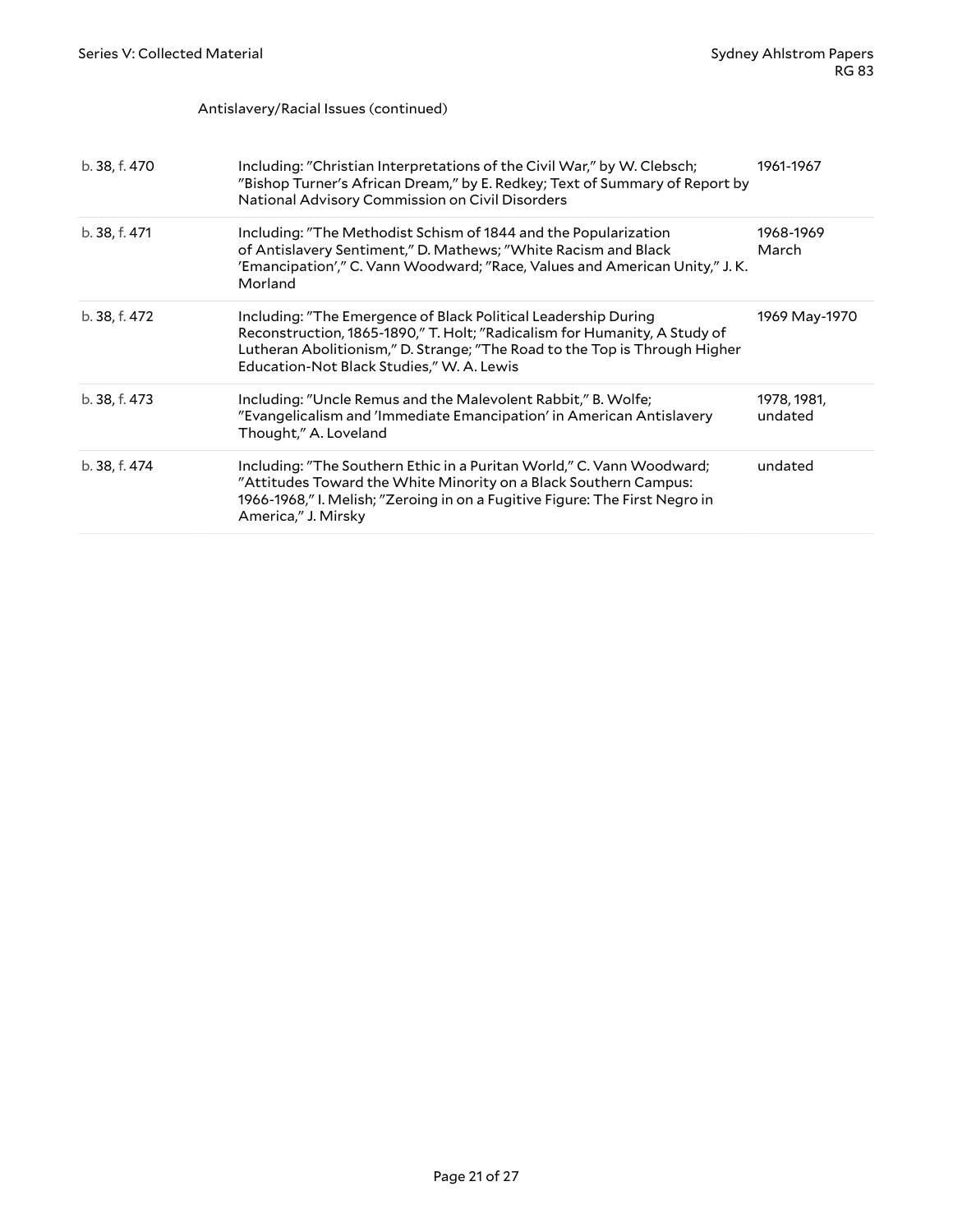Antislavery/Racial Issues (continued)

| | | |
|---|---|---|
| b. 38, f. 470 | Including: "Christian Interpretations of the Civil War," by W. Clebsch; "Bishop Turner's African Dream," by E. Redkey; Text of Summary of Report by National Advisory Commission on Civil Disorders | 1961-1967 |
| b. 38, f. 471 | Including: "The Methodist Schism of 1844 and the Popularization of Antislavery Sentiment," D. Mathews; "White Racism and Black 'Emancipation'," C. Vann Woodward; "Race, Values and American Unity," J. K. Morland | 1968-1969 March |
| b. 38, f. 472 | Including: "The Emergence of Black Political Leadership During Reconstruction, 1865-1890," T. Holt; "Radicalism for Humanity, A Study of Lutheran Abolitionism," D. Strange; "The Road to the Top is Through Higher Education-Not Black Studies," W. A. Lewis | 1969 May-1970 |
| b. 38, f. 473 | Including: "Uncle Remus and the Malevolent Rabbit," B. Wolfe; "Evangelicalism and 'Immediate Emancipation' in American Antislavery Thought," A. Loveland | 1978, 1981, undated |
| b. 38, f. 474 | Including: "The Southern Ethic in a Puritan World," C. Vann Woodward; "Attitudes Toward the White Minority on a Black Southern Campus: 1966-1968," I. Melish; "Zeroing in on a Fugitive Figure: The First Negro in America," J. Mirsky | undated |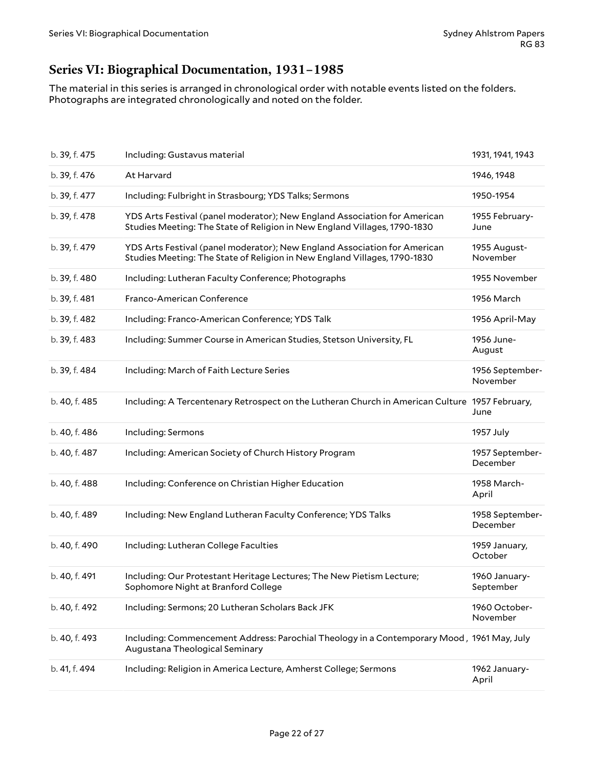## Series VI: Biographical Documentation, 1931–1985

The material in this series is arranged in chronological order with notable events listed on the folders. Photographs are integrated chronologically and noted on the folder.

| | | |
|---|---|---|
| b. 39, f. 475 | Including: Gustavus material | 1931, 1941, 1943 |
| b. 39, f. 476 | At Harvard | 1946, 1948 |
| b. 39, f. 477 | Including: Fulbright in Strasbourg; YDS Talks; Sermons | 1950-1954 |
| b. 39, f. 478 | YDS Arts Festival (panel moderator); New England Association for American Studies Meeting: The State of Religion in New England Villages, 1790-1830 | 1955 February-June |
| b. 39, f. 479 | YDS Arts Festival (panel moderator); New England Association for American Studies Meeting: The State of Religion in New England Villages, 1790-1830 | 1955 August-November |
| b. 39, f. 480 | Including: Lutheran Faculty Conference; Photographs | 1955 November |
| b. 39, f. 481 | Franco-American Conference | 1956 March |
| b. 39, f. 482 | Including: Franco-American Conference; YDS Talk | 1956 April-May |
| b. 39, f. 483 | Including: Summer Course in American Studies, Stetson University, FL | 1956 June-August |
| b. 39, f. 484 | Including: March of Faith Lecture Series | 1956 September-November |
| b. 40, f. 485 | Including: A Tercentenary Retrospect on the Lutheran Church in American Culture | 1957 February, June |
| b. 40, f. 486 | Including: Sermons | 1957 July |
| b. 40, f. 487 | Including: American Society of Church History Program | 1957 September-December |
| b. 40, f. 488 | Including: Conference on Christian Higher Education | 1958 March-April |
| b. 40, f. 489 | Including: New England Lutheran Faculty Conference; YDS Talks | 1958 September-December |
| b. 40, f. 490 | Including: Lutheran College Faculties | 1959 January, October |
| b. 40, f. 491 | Including: Our Protestant Heritage Lectures; The New Pietism Lecture; Sophomore Night at Branford College | 1960 January-September |
| b. 40, f. 492 | Including: Sermons; 20 Lutheran Scholars Back JFK | 1960 October-November |
| b. 40, f. 493 | Including: Commencement Address: Parochial Theology in a Contemporary Mood, Augustana Theological Seminary | 1961 May, July |
| b. 41, f. 494 | Including: Religion in America Lecture, Amherst College; Sermons | 1962 January-April |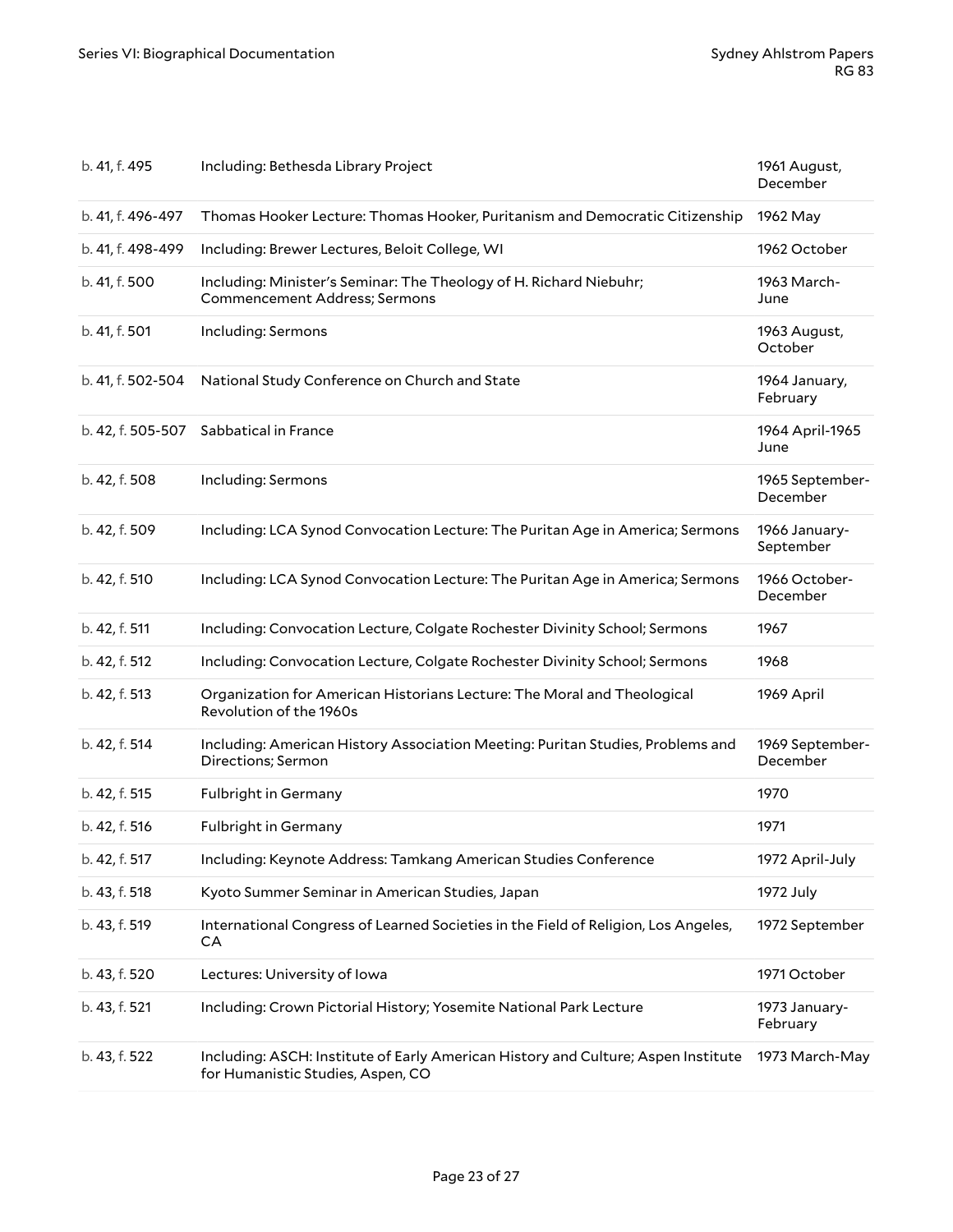| | | |
|---|---|---|
| b. 41, f. 495 | Including: Bethesda Library Project | 1961 August, December |
| b. 41, f. 496-497 | Thomas Hooker Lecture: Thomas Hooker, Puritanism and Democratic Citizenship | 1962 May |
| b. 41, f. 498-499 | Including: Brewer Lectures, Beloit College, WI | 1962 October |
| b. 41, f. 500 | Including: Minister's Seminar: The Theology of H. Richard Niebuhr; Commencement Address; Sermons | 1963 March-June |
| b. 41, f. 501 | Including: Sermons | 1963 August, October |
| b. 41, f. 502-504 | National Study Conference on Church and State | 1964 January, February |
| b. 42, f. 505-507 | Sabbatical in France | 1964 April-1965 June |
| b. 42, f. 508 | Including: Sermons | 1965 September-December |
| b. 42, f. 509 | Including: LCA Synod Convocation Lecture: The Puritan Age in America; Sermons | 1966 January-September |
| b. 42, f. 510 | Including: LCA Synod Convocation Lecture: The Puritan Age in America; Sermons | 1966 October-December |
| b. 42, f. 511 | Including: Convocation Lecture, Colgate Rochester Divinity School; Sermons | 1967 |
| b. 42, f. 512 | Including: Convocation Lecture, Colgate Rochester Divinity School; Sermons | 1968 |
| b. 42, f. 513 | Organization for American Historians Lecture: The Moral and Theological Revolution of the 1960s | 1969 April |
| b. 42, f. 514 | Including: American History Association Meeting: Puritan Studies, Problems and Directions; Sermon | 1969 September-December |
| b. 42, f. 515 | Fulbright in Germany | 1970 |
| b. 42, f. 516 | Fulbright in Germany | 1971 |
| b. 42, f. 517 | Including: Keynote Address: Tamkang American Studies Conference | 1972 April-July |
| b. 43, f. 518 | Kyoto Summer Seminar in American Studies, Japan | 1972 July |
| b. 43, f. 519 | International Congress of Learned Societies in the Field of Religion, Los Angeles, CA | 1972 September |
| b. 43, f. 520 | Lectures: University of Iowa | 1971 October |
| b. 43, f. 521 | Including: Crown Pictorial History; Yosemite National Park Lecture | 1973 January-February |
| b. 43, f. 522 | Including: ASCH: Institute of Early American History and Culture; Aspen Institute for Humanistic Studies, Aspen, CO | 1973 March-May |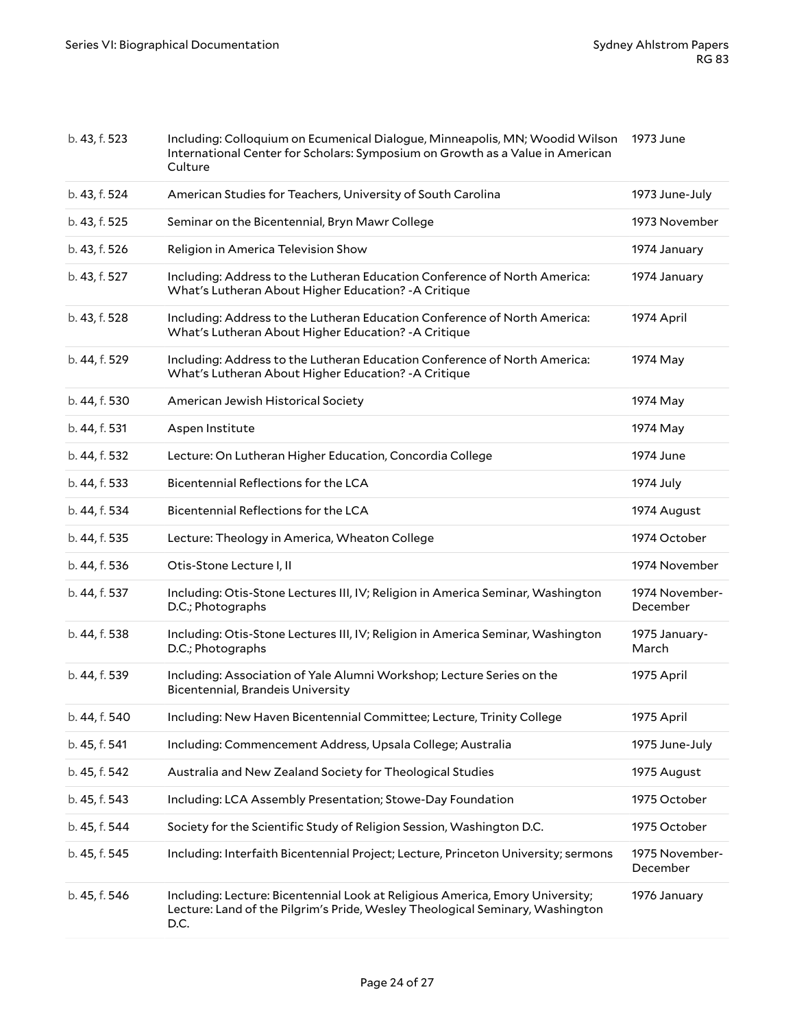| | | |
|---|---|---|
| b. 43, f. 523 | Including: Colloquium on Ecumenical Dialogue, Minneapolis, MN; Woodid Wilson International Center for Scholars: Symposium on Growth as a Value in American Culture | 1973 June |
| b. 43, f. 524 | American Studies for Teachers, University of South Carolina | 1973 June-July |
| b. 43, f. 525 | Seminar on the Bicentennial, Bryn Mawr College | 1973 November |
| b. 43, f. 526 | Religion in America Television Show | 1974 January |
| b. 43, f. 527 | Including: Address to the Lutheran Education Conference of North America: What's Lutheran About Higher Education? -A Critique | 1974 January |
| b. 43, f. 528 | Including: Address to the Lutheran Education Conference of North America: What's Lutheran About Higher Education? -A Critique | 1974 April |
| b. 44, f. 529 | Including: Address to the Lutheran Education Conference of North America: What's Lutheran About Higher Education? -A Critique | 1974 May |
| b. 44, f. 530 | American Jewish Historical Society | 1974 May |
| b. 44, f. 531 | Aspen Institute | 1974 May |
| b. 44, f. 532 | Lecture: On Lutheran Higher Education, Concordia College | 1974 June |
| b. 44, f. 533 | Bicentennial Reflections for the LCA | 1974 July |
| b. 44, f. 534 | Bicentennial Reflections for the LCA | 1974 August |
| b. 44, f. 535 | Lecture: Theology in America, Wheaton College | 1974 October |
| b. 44, f. 536 | Otis-Stone Lecture I, II | 1974 November |
| b. 44, f. 537 | Including: Otis-Stone Lectures III, IV; Religion in America Seminar, Washington D.C.; Photographs | 1974 November-December |
| b. 44, f. 538 | Including: Otis-Stone Lectures III, IV; Religion in America Seminar, Washington D.C.; Photographs | 1975 January-March |
| b. 44, f. 539 | Including: Association of Yale Alumni Workshop; Lecture Series on the Bicentennial, Brandeis University | 1975 April |
| b. 44, f. 540 | Including: New Haven Bicentennial Committee; Lecture, Trinity College | 1975 April |
| b. 45, f. 541 | Including: Commencement Address, Upsala College; Australia | 1975 June-July |
| b. 45, f. 542 | Australia and New Zealand Society for Theological Studies | 1975 August |
| b. 45, f. 543 | Including: LCA Assembly Presentation; Stowe-Day Foundation | 1975 October |
| b. 45, f. 544 | Society for the Scientific Study of Religion Session, Washington D.C. | 1975 October |
| b. 45, f. 545 | Including: Interfaith Bicentennial Project; Lecture, Princeton University; sermons | 1975 November-December |
| b. 45, f. 546 | Including: Lecture: Bicentennial Look at Religious America, Emory University; Lecture: Land of the Pilgrim's Pride, Wesley Theological Seminary, Washington D.C. | 1976 January |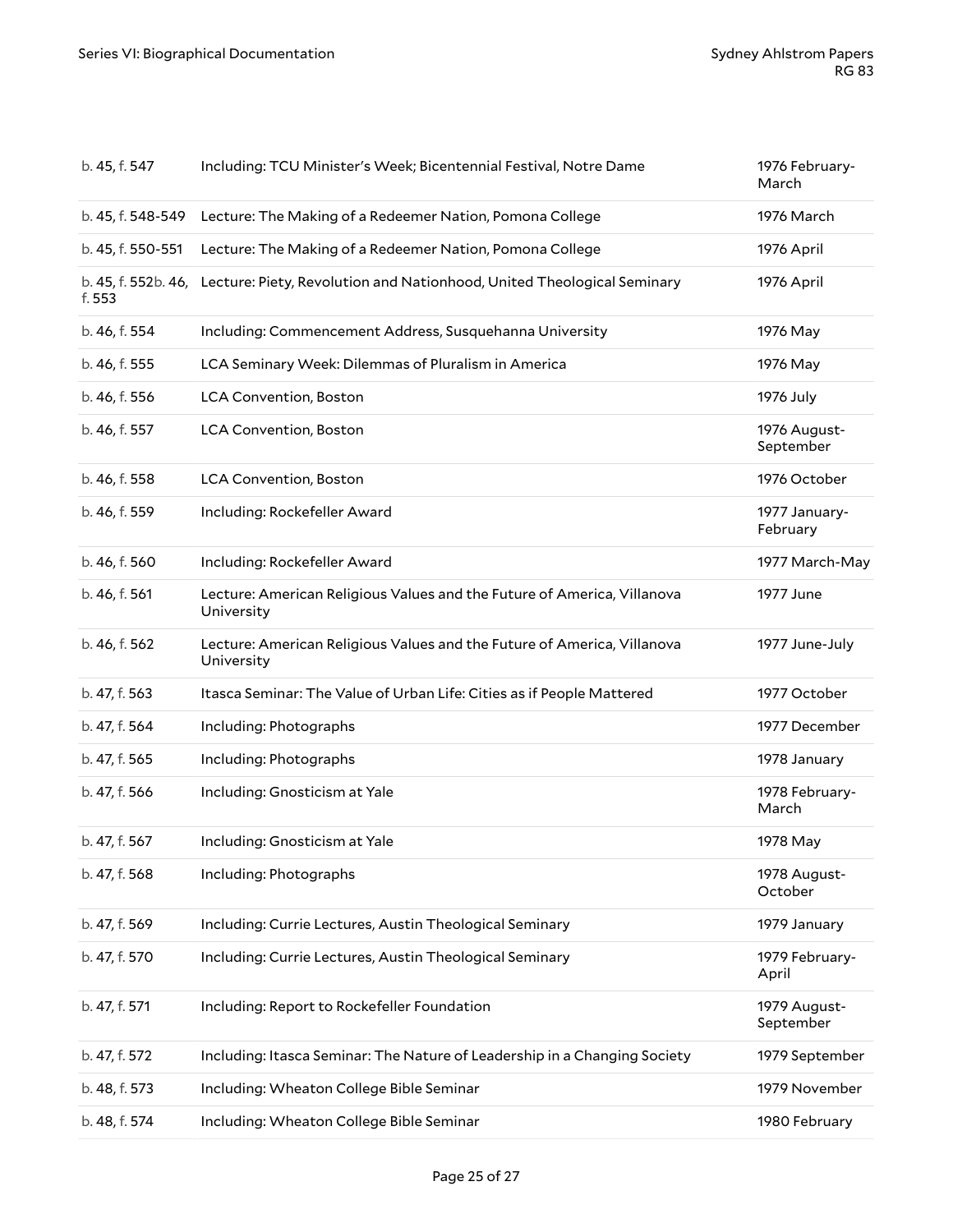| | | |
|---|---|---|
| b. 45, f. 547 | Including: TCU Minister's Week; Bicentennial Festival, Notre Dame | 1976 February-March |
| b. 45, f. 548-549 | Lecture: The Making of a Redeemer Nation, Pomona College | 1976 March |
| b. 45, f. 550-551 | Lecture: The Making of a Redeemer Nation, Pomona College | 1976 April |
| b. 45, f. 552b. 46, f. 553 | Lecture: Piety, Revolution and Nationhood, United Theological Seminary | 1976 April |
| b. 46, f. 554 | Including: Commencement Address, Susquehanna University | 1976 May |
| b. 46, f. 555 | LCA Seminary Week: Dilemmas of Pluralism in America | 1976 May |
| b. 46, f. 556 | LCA Convention, Boston | 1976 July |
| b. 46, f. 557 | LCA Convention, Boston | 1976 August-September |
| b. 46, f. 558 | LCA Convention, Boston | 1976 October |
| b. 46, f. 559 | Including: Rockefeller Award | 1977 January-February |
| b. 46, f. 560 | Including: Rockefeller Award | 1977 March-May |
| b. 46, f. 561 | Lecture: American Religious Values and the Future of America, Villanova University | 1977 June |
| b. 46, f. 562 | Lecture: American Religious Values and the Future of America, Villanova University | 1977 June-July |
| b. 47, f. 563 | Itasca Seminar: The Value of Urban Life: Cities as if People Mattered | 1977 October |
| b. 47, f. 564 | Including: Photographs | 1977 December |
| b. 47, f. 565 | Including: Photographs | 1978 January |
| b. 47, f. 566 | Including: Gnosticism at Yale | 1978 February-March |
| b. 47, f. 567 | Including: Gnosticism at Yale | 1978 May |
| b. 47, f. 568 | Including: Photographs | 1978 August-October |
| b. 47, f. 569 | Including: Currie Lectures, Austin Theological Seminary | 1979 January |
| b. 47, f. 570 | Including: Currie Lectures, Austin Theological Seminary | 1979 February-April |
| b. 47, f. 571 | Including: Report to Rockefeller Foundation | 1979 August-September |
| b. 47, f. 572 | Including: Itasca Seminar: The Nature of Leadership in a Changing Society | 1979 September |
| b. 48, f. 573 | Including: Wheaton College Bible Seminar | 1979 November |
| b. 48, f. 574 | Including: Wheaton College Bible Seminar | 1980 February |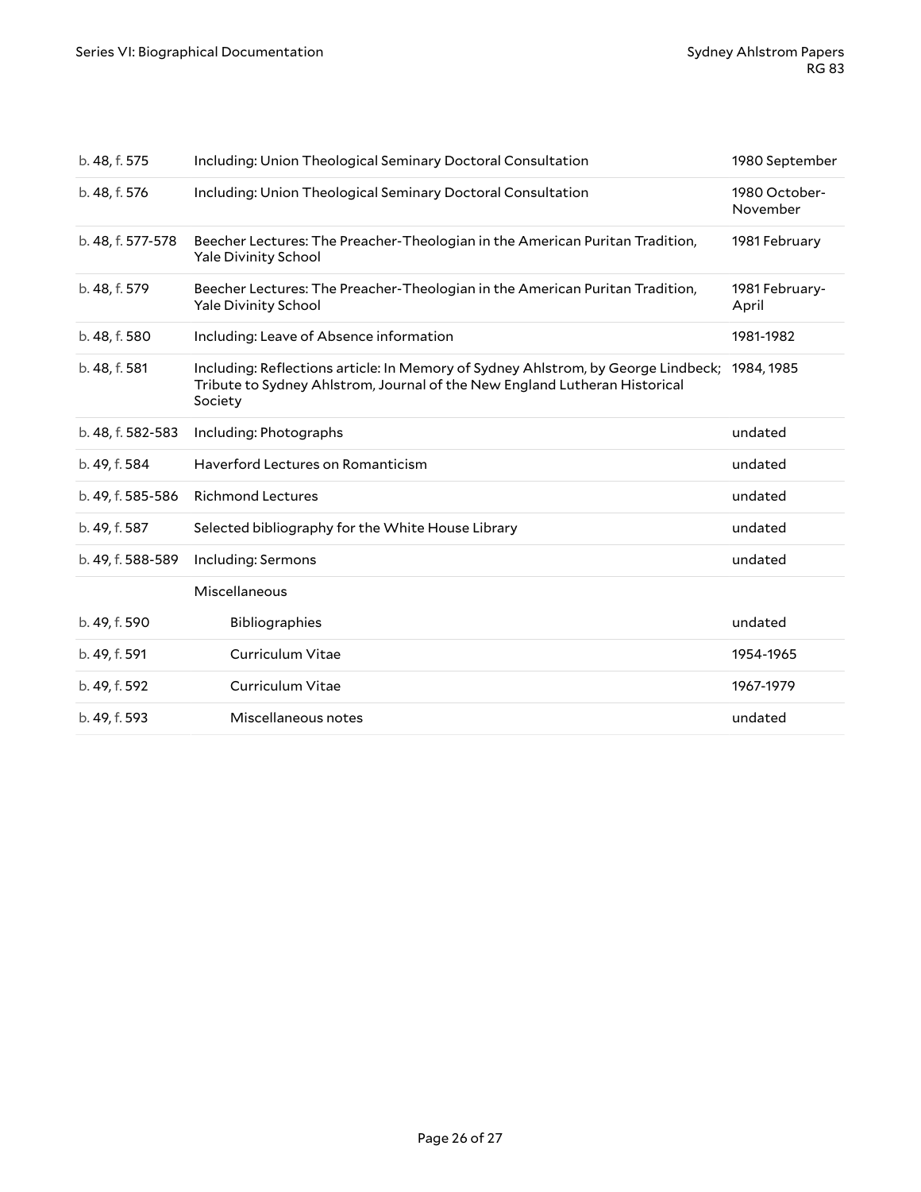| | | |
|---|---|---|
| b. 48, f. 575 | Including: Union Theological Seminary Doctoral Consultation | 1980 September |
| b. 48, f. 576 | Including: Union Theological Seminary Doctoral Consultation | 1980 October-November |
| b. 48, f. 577-578 | Beecher Lectures: The Preacher-Theologian in the American Puritan Tradition, Yale Divinity School | 1981 February |
| b. 48, f. 579 | Beecher Lectures: The Preacher-Theologian in the American Puritan Tradition, Yale Divinity School | 1981 February-April |
| b. 48, f. 580 | Including: Leave of Absence information | 1981-1982 |
| b. 48, f. 581 | Including: Reflections article: In Memory of Sydney Ahlstrom, by George Lindbeck; Tribute to Sydney Ahlstrom, Journal of the New England Lutheran Historical Society | 1984, 1985 |
| b. 48, f. 582-583 | Including: Photographs | undated |
| b. 49, f. 584 | Haverford Lectures on Romanticism | undated |
| b. 49, f. 585-586 | Richmond Lectures | undated |
| b. 49, f. 587 | Selected bibliography for the White House Library | undated |
| b. 49, f. 588-589 | Including: Sermons | undated |
| | Miscellaneous | |
| b. 49, f. 590 | Bibliographies | undated |
| b. 49, f. 591 | Curriculum Vitae | 1954-1965 |
| b. 49, f. 592 | Curriculum Vitae | 1967-1979 |
| b. 49, f. 593 | Miscellaneous notes | undated |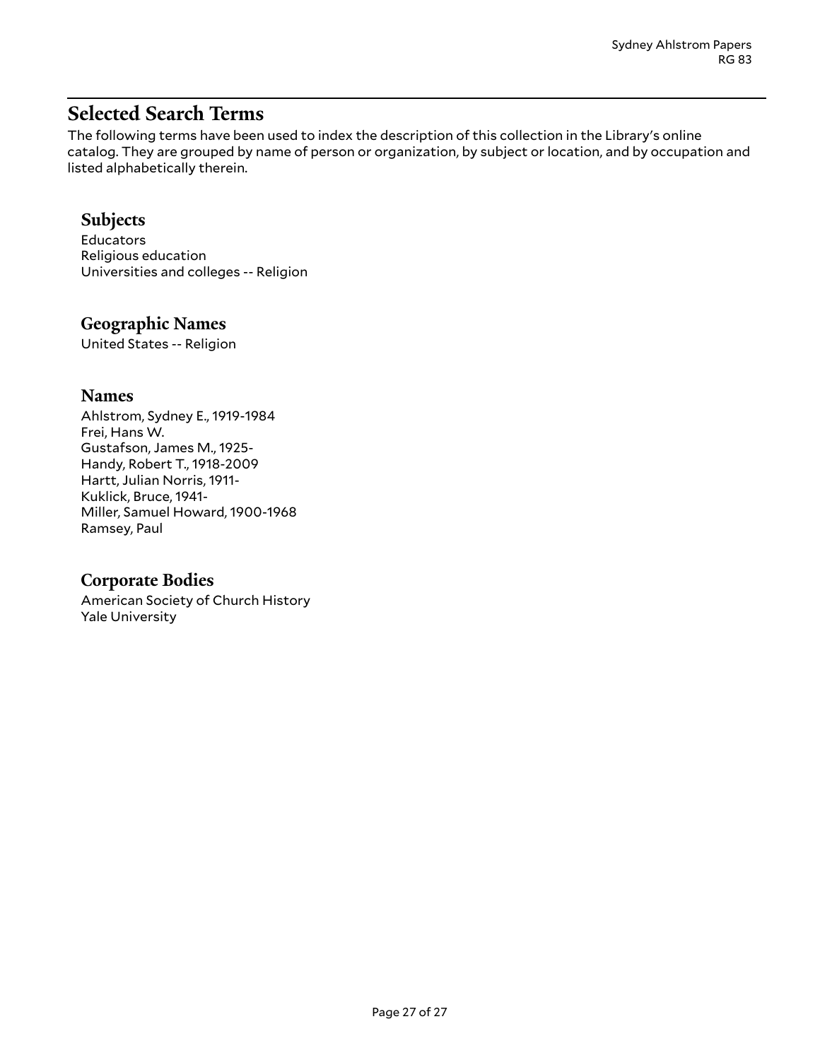## Selected Search Terms

The following terms have been used to index the description of this collection in the Library's online catalog. They are grouped by name of person or organization, by subject or location, and by occupation and listed alphabetically therein.

### Subjects

Educators
Religious education
Universities and colleges -- Religion

### Geographic Names

United States -- Religion

### Names

Ahlstrom, Sydney E., 1919-1984
Frei, Hans W.
Gustafson, James M., 1925-
Handy, Robert T., 1918-2009
Hartt, Julian Norris, 1911-
Kuklick, Bruce, 1941-
Miller, Samuel Howard, 1900-1968
Ramsey, Paul

### Corporate Bodies

American Society of Church History
Yale University